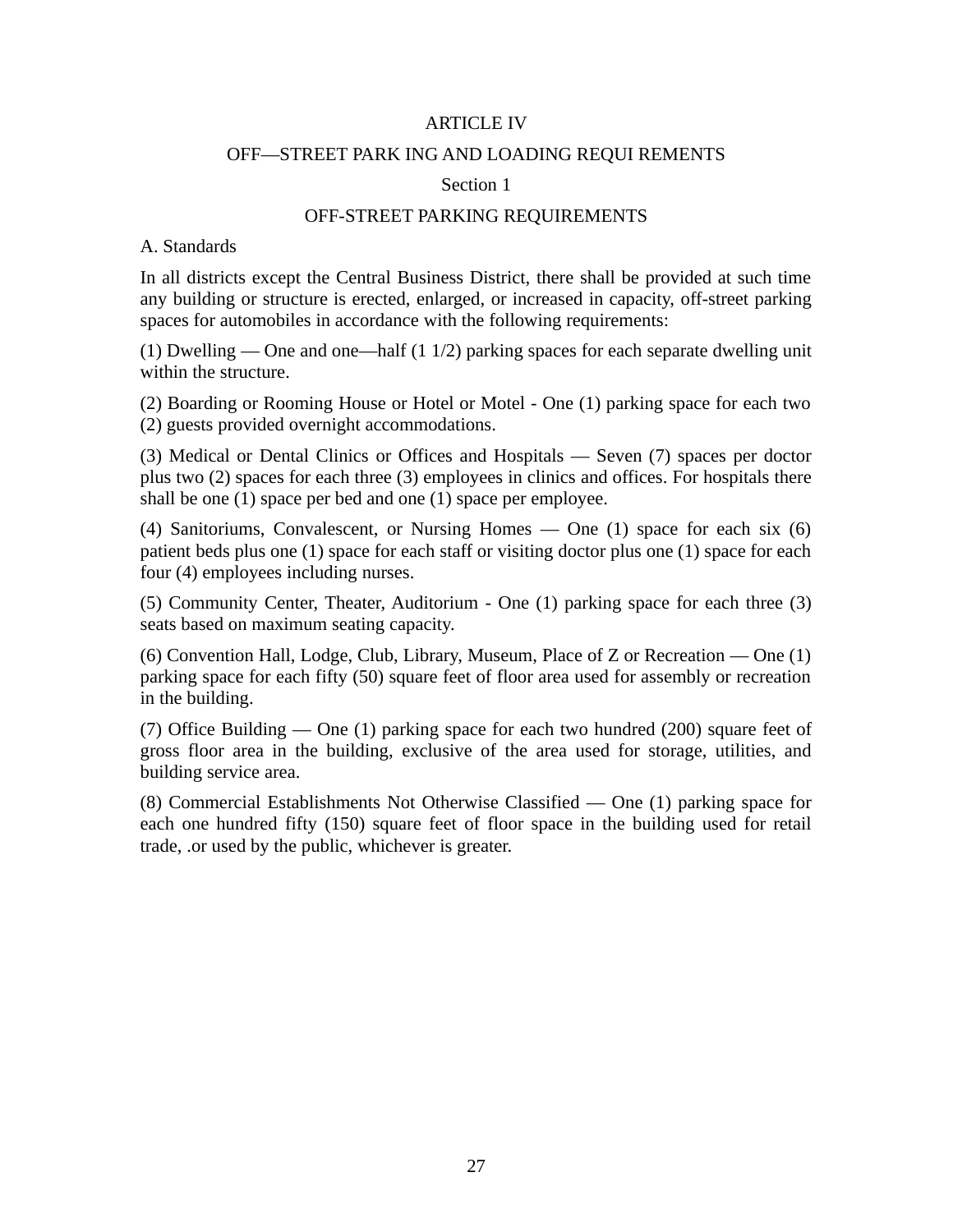# ARTICLE IV

## OFF—STREET PARK ING AND LOADING REQUI REMENTS

### Section 1

### OFF-STREET PARKING REQUIREMENTS

A. Standards

In all districts except the Central Business District, there shall be provided at such time any building or structure is erected, enlarged, or increased in capacity, off-street parking spaces for automobiles in accordance with the following requirements:

(1) Dwelling — One and one—half (1 1/2) parking spaces for each separate dwelling unit within the structure.

(2) Boarding or Rooming House or Hotel or Motel - One (1) parking space for each two (2) guests provided overnight accommodations.

(3) Medical or Dental Clinics or Offices and Hospitals — Seven (7) spaces per doctor plus two (2) spaces for each three (3) employees in clinics and offices. For hospitals there shall be one (1) space per bed and one (1) space per employee.

(4) Sanitoriums, Convalescent, or Nursing Homes — One (1) space for each six (6) patient beds plus one (1) space for each staff or visiting doctor plus one (1) space for each four (4) employees including nurses.

(5) Community Center, Theater, Auditorium - One (1) parking space for each three (3) seats based on maximum seating capacity.

(6) Convention Hall, Lodge, Club, Library, Museum, Place of Z or Recreation — One (1) parking space for each fifty (50) square feet of floor area used for assembly or recreation in the building.

(7) Office Building — One (1) parking space for each two hundred (200) square feet of gross floor area in the building, exclusive of the area used for storage, utilities, and building service area.

(8) Commercial Establishments Not Otherwise Classified — One (1) parking space for each one hundred fifty (150) square feet of floor space in the building used for retail trade, .or used by the public, whichever is greater.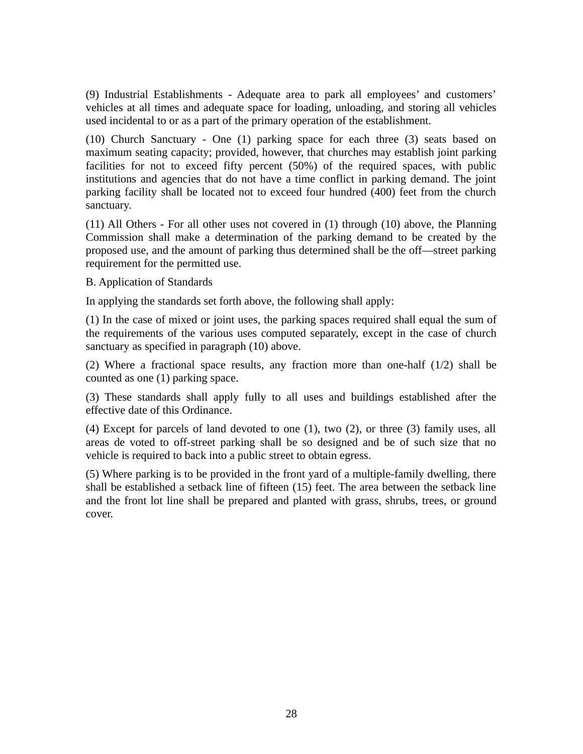(9) Industrial Establishments - Adequate area to park all employees’ and customers’ vehicles at all times and adequate space for loading, unloading, and storing all vehicles used incidental to or as a part of the primary operation of the establishment.

(10) Church Sanctuary - One (1) parking space for each three (3) seats based on maximum seating capacity; provided, however, that churches may establish joint parking facilities for not to exceed fifty percent (50%) of the required spaces, with public institutions and agencies that do not have a time conflict in parking demand. The joint parking facility shall be located not to exceed four hundred (400) feet from the church sanctuary.

(11) All Others - For all other uses not covered in (1) through (10) above, the Planning Commission shall make a determination of the parking demand to be created by the proposed use, and the amount of parking thus determined shall be the off—street parking requirement for the permitted use.

B. Application of Standards

In applying the standards set forth above, the following shall apply:

(1) In the case of mixed or joint uses, the parking spaces required shall equal the sum of the requirements of the various uses computed separately, except in the case of church sanctuary as specified in paragraph (10) above.

(2) Where a fractional space results, any fraction more than one-half (1/2) shall be counted as one (1) parking space.

(3) These standards shall apply fully to all uses and buildings established after the effective date of this Ordinance.

(4) Except for parcels of land devoted to one (1), two (2), or three (3) family uses, all areas de voted to off-street parking shall be so designed and be of such size that no vehicle is required to back into a public street to obtain egress.

(5) Where parking is to be provided in the front yard of a multiple-family dwelling, there shall be established a setback line of fifteen (15) feet. The area between the setback line and the front lot line shall be prepared and planted with grass, shrubs, trees, or ground cover.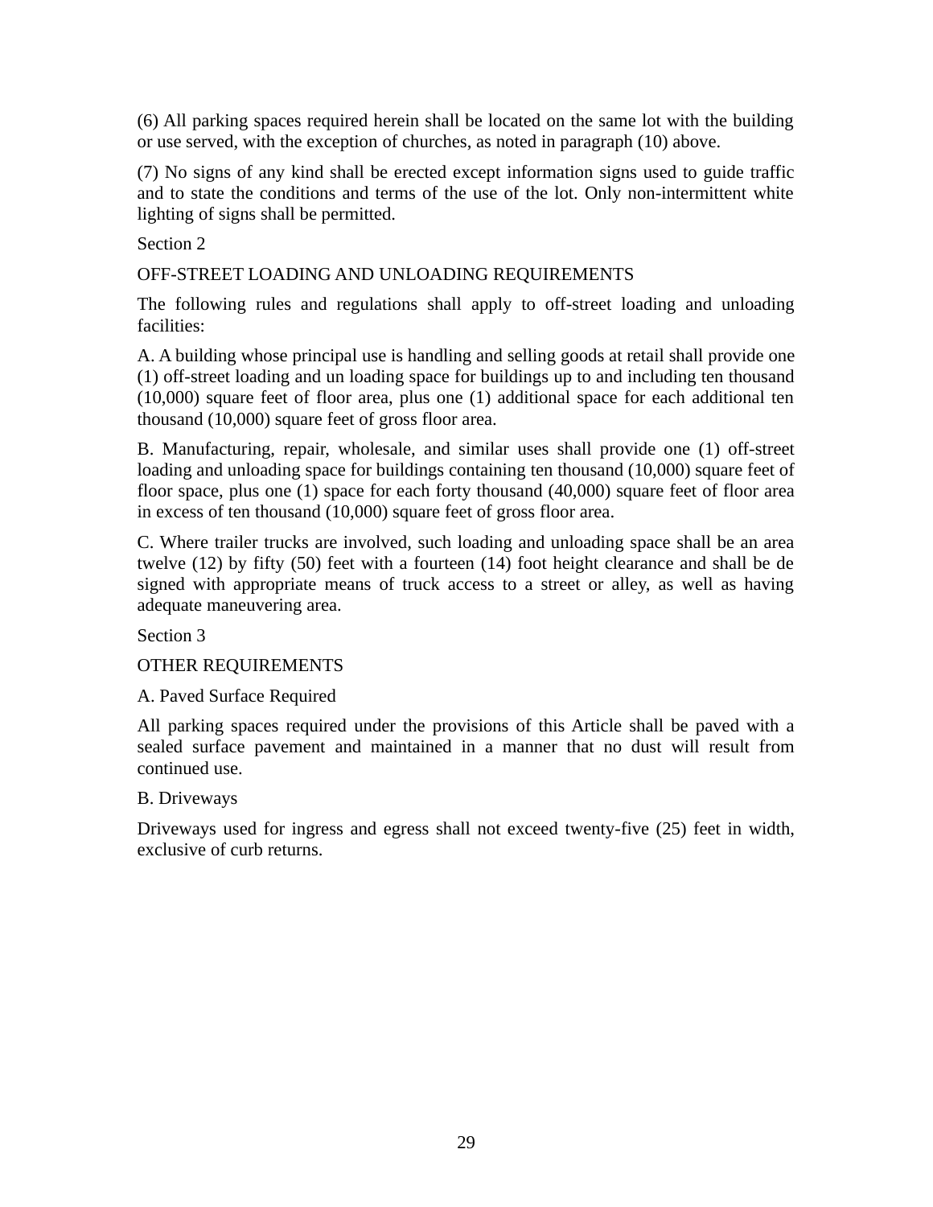(6) All parking spaces required herein shall be located on the same lot with the building or use served, with the exception of churches, as noted in paragraph (10) above.

(7) No signs of any kind shall be erected except information signs used to guide traffic and to state the conditions and terms of the use of the lot. Only non-intermittent white lighting of signs shall be permitted.

## Section 2

## OFF-STREET LOADING AND UNLOADING REQUIREMENTS

The following rules and regulations shall apply to off-street loading and unloading facilities:

A. A building whose principal use is handling and selling goods at retail shall provide one (1) off-street loading and un loading space for buildings up to and including ten thousand (10,000) square feet of floor area, plus one (1) additional space for each additional ten thousand (10,000) square feet of gross floor area.

B. Manufacturing, repair, wholesale, and similar uses shall provide one (1) off-street loading and unloading space for buildings containing ten thousand (10,000) square feet of floor space, plus one (1) space for each forty thousand (40,000) square feet of floor area in excess of ten thousand (10,000) square feet of gross floor area.

C. Where trailer trucks are involved, such loading and unloading space shall be an area twelve (12) by fifty (50) feet with a fourteen (14) foot height clearance and shall be de signed with appropriate means of truck access to a street or alley, as well as having adequate maneuvering area.

## Section 3

## OTHER REQUIREMENTS

### A. Paved Surface Required

All parking spaces required under the provisions of this Article shall be paved with a sealed surface pavement and maintained in a manner that no dust will result from continued use.

### B. Driveways

Driveways used for ingress and egress shall not exceed twenty-five (25) feet in width, exclusive of curb returns.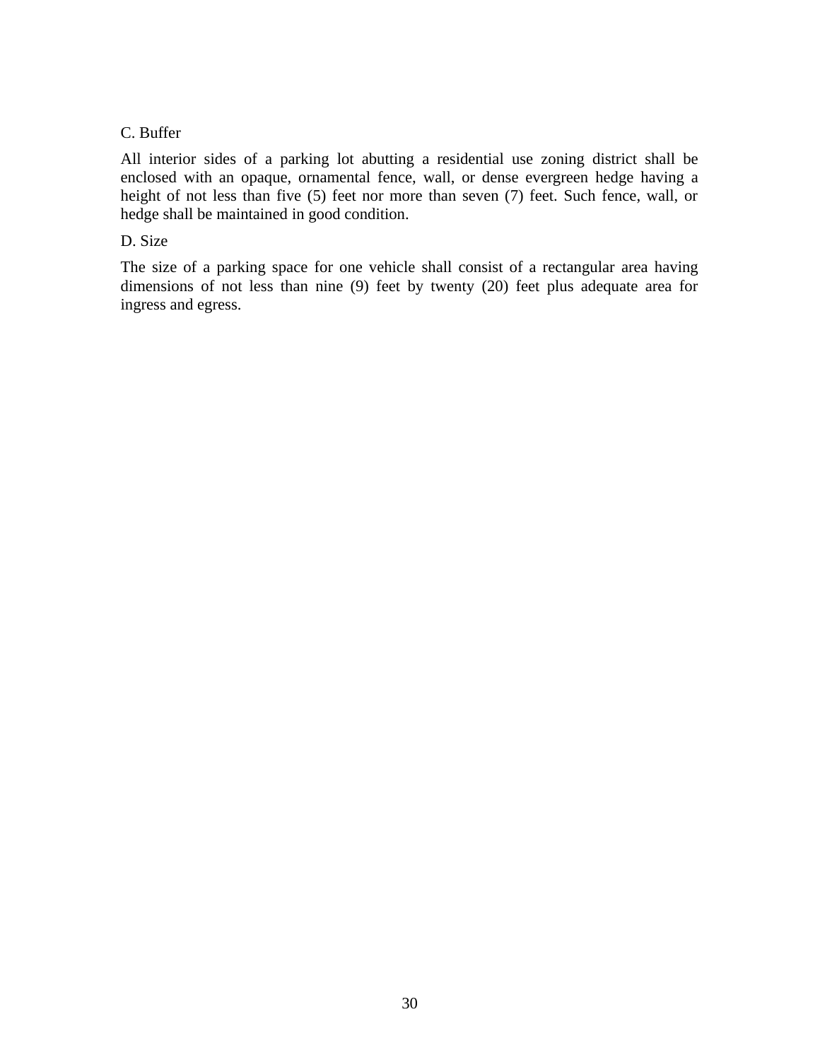C. Buffer

All interior sides of a parking lot abutting a residential use zoning district shall be enclosed with an opaque, ornamental fence, wall, or dense evergreen hedge having a height of not less than five (5) feet nor more than seven (7) feet. Such fence, wall, or hedge shall be maintained in good condition.

D. Size

The size of a parking space for one vehicle shall consist of a rectangular area having dimensions of not less than nine (9) feet by twenty (20) feet plus adequate area for ingress and egress.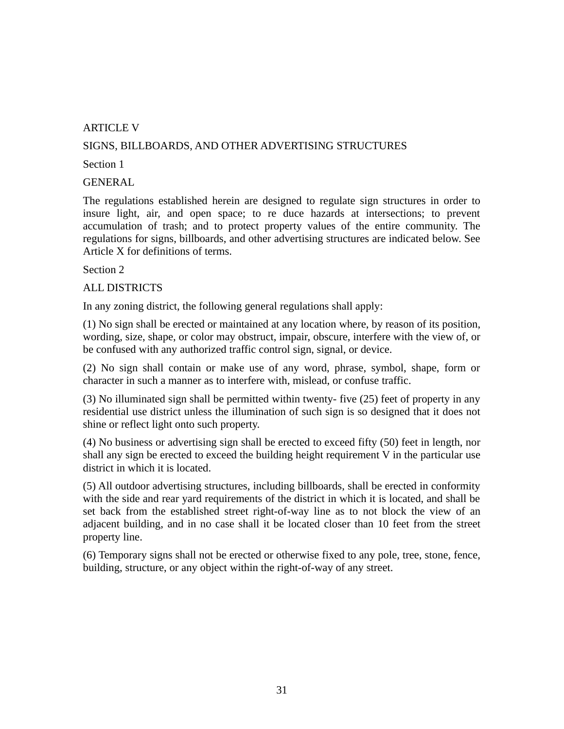# ARTICLE V

# SIGNS, BILLBOARDS, AND OTHER ADVERTISING STRUCTURES

## Section 1

## GENERAL

The regulations established herein are designed to regulate sign structures in order to insure light, air, and open space; to re duce hazards at intersections; to prevent accumulation of trash; and to protect property values of the entire community. The regulations for signs, billboards, and other advertising structures are indicated below. See Article X for definitions of terms.

## Section 2

## ALL DISTRICTS

In any zoning district, the following general regulations shall apply:

(1) No sign shall be erected or maintained at any location where, by reason of its position, wording, size, shape, or color may obstruct, impair, obscure, interfere with the view of, or be confused with any authorized traffic control sign, signal, or device.

(2) No sign shall contain or make use of any word, phrase, symbol, shape, form or character in such a manner as to interfere with, mislead, or confuse traffic.

(3) No illuminated sign shall be permitted within twenty- five (25) feet of property in any residential use district unless the illumination of such sign is so designed that it does not shine or reflect light onto such property.

(4) No business or advertising sign shall be erected to exceed fifty (50) feet in length, nor shall any sign be erected to exceed the building height requirement V in the particular use district in which it is located.

(5) All outdoor advertising structures, including billboards, shall be erected in conformity with the side and rear yard requirements of the district in which it is located, and shall be set back from the established street right-of-way line as to not block the view of an adjacent building, and in no case shall it be located closer than 10 feet from the street property line.

(6) Temporary signs shall not be erected or otherwise fixed to any pole, tree, stone, fence, building, structure, or any object within the right-of-way of any street.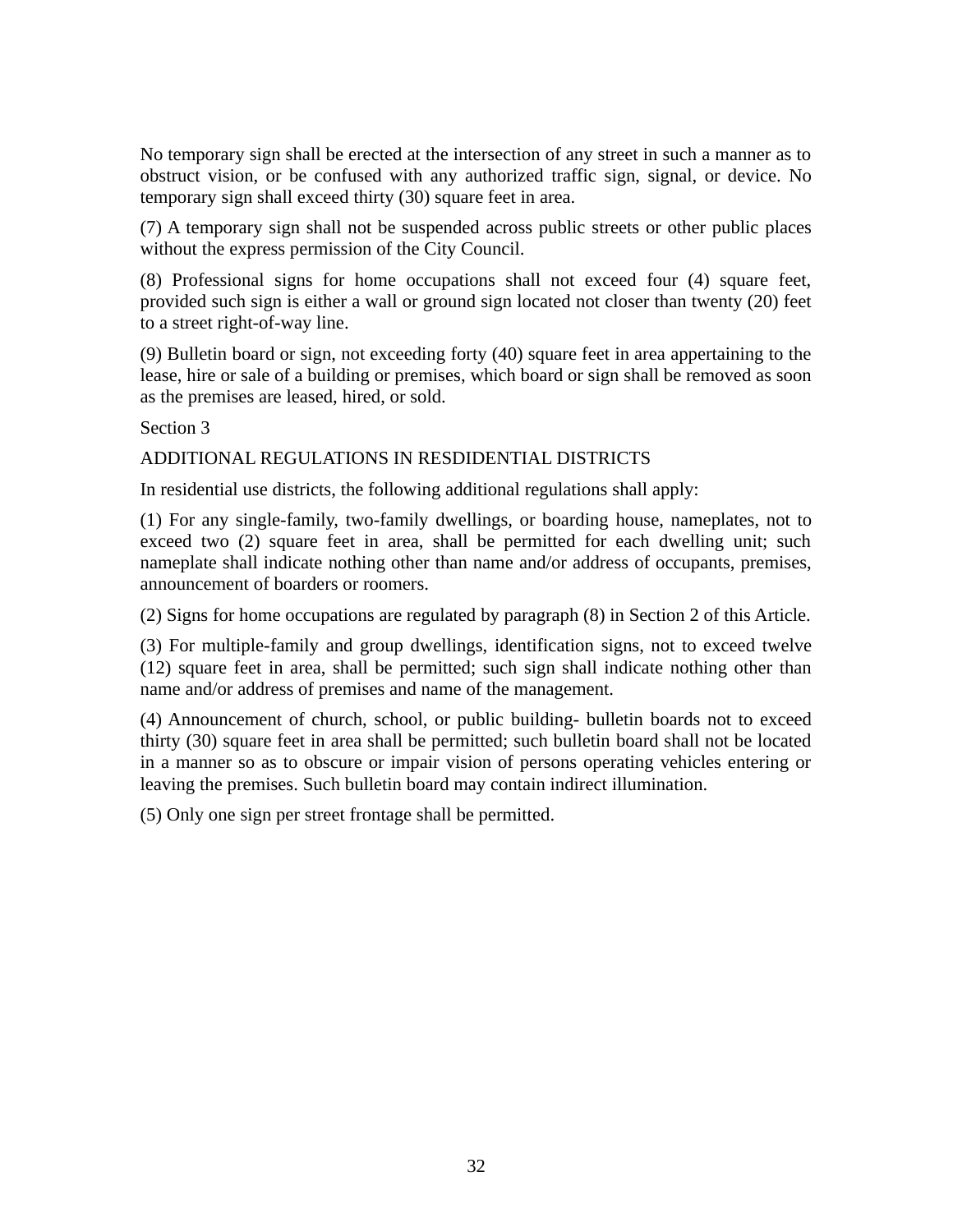No temporary sign shall be erected at the intersection of any street in such a manner as to obstruct vision, or be confused with any authorized traffic sign, signal, or device. No temporary sign shall exceed thirty (30) square feet in area.

(7) A temporary sign shall not be suspended across public streets or other public places without the express permission of the City Council.

(8) Professional signs for home occupations shall not exceed four (4) square feet, provided such sign is either a wall or ground sign located not closer than twenty (20) feet to a street right-of-way line.

(9) Bulletin board or sign, not exceeding forty (40) square feet in area appertaining to the lease, hire or sale of a building or premises, which board or sign shall be removed as soon as the premises are leased, hired, or sold.

Section 3

ADDITIONAL REGULATIONS IN RESDIDENTIAL DISTRICTS

In residential use districts, the following additional regulations shall apply:

(1) For any single-family, two-family dwellings, or boarding house, nameplates, not to exceed two (2) square feet in area, shall be permitted for each dwelling unit; such nameplate shall indicate nothing other than name and/or address of occupants, premises, announcement of boarders or roomers.

(2) Signs for home occupations are regulated by paragraph (8) in Section 2 of this Article.

(3) For multiple-family and group dwellings, identification signs, not to exceed twelve (12) square feet in area, shall be permitted; such sign shall indicate nothing other than name and/or address of premises and name of the management.

(4) Announcement of church, school, or public building- bulletin boards not to exceed thirty (30) square feet in area shall be permitted; such bulletin board shall not be located in a manner so as to obscure or impair vision of persons operating vehicles entering or leaving the premises. Such bulletin board may contain indirect illumination.

(5) Only one sign per street frontage shall be permitted.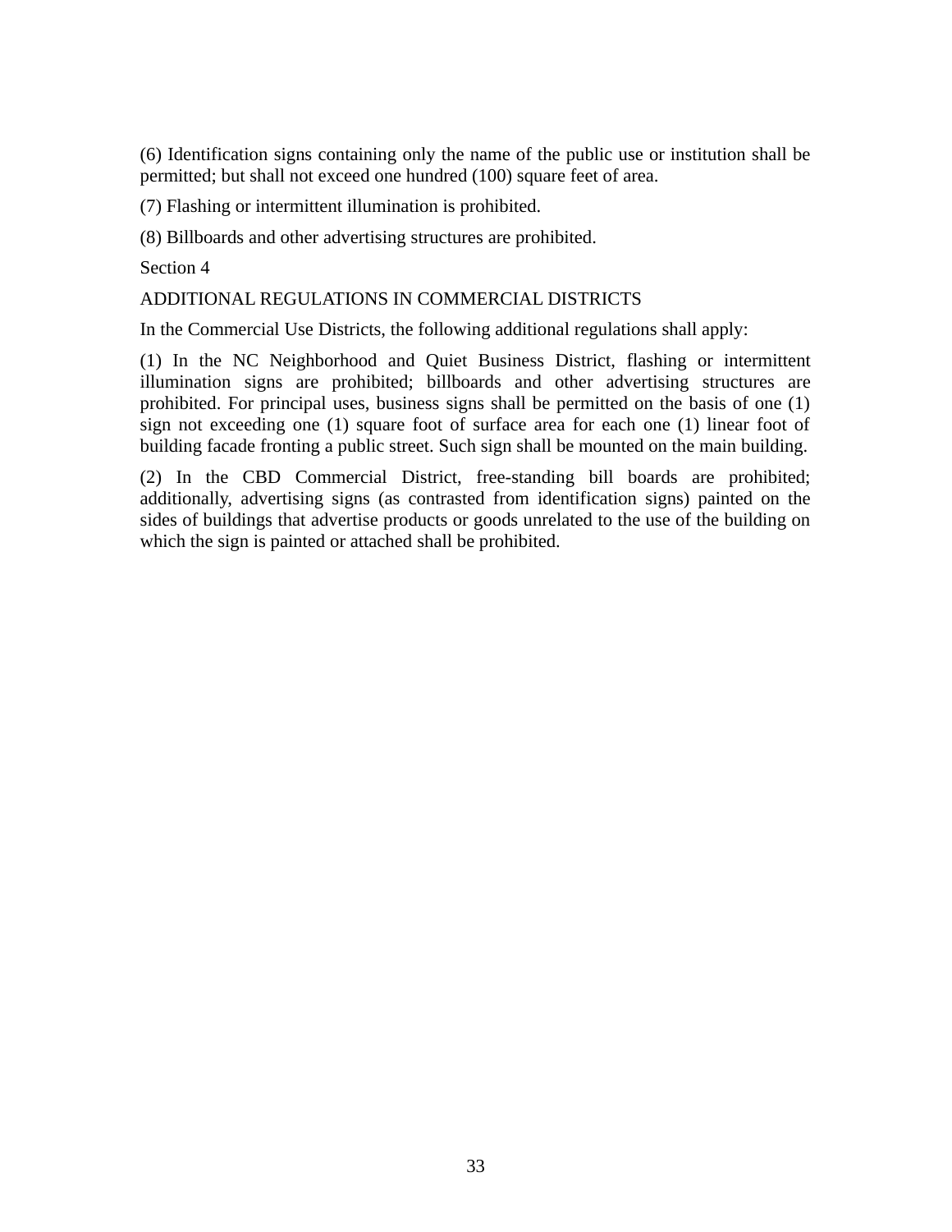(6) Identification signs containing only the name of the public use or institution shall be permitted; but shall not exceed one hundred (100) square feet of area.

(7) Flashing or intermittent illumination is prohibited.

(8) Billboards and other advertising structures are prohibited.

Section 4

ADDITIONAL REGULATIONS IN COMMERCIAL DISTRICTS

In the Commercial Use Districts, the following additional regulations shall apply:

(1) In the NC Neighborhood and Quiet Business District, flashing or intermittent illumination signs are prohibited; billboards and other advertising structures are prohibited. For principal uses, business signs shall be permitted on the basis of one (1) sign not exceeding one (1) square foot of surface area for each one (1) linear foot of building facade fronting a public street. Such sign shall be mounted on the main building.

(2) In the CBD Commercial District, free-standing bill boards are prohibited; additionally, advertising signs (as contrasted from identification signs) painted on the sides of buildings that advertise products or goods unrelated to the use of the building on which the sign is painted or attached shall be prohibited.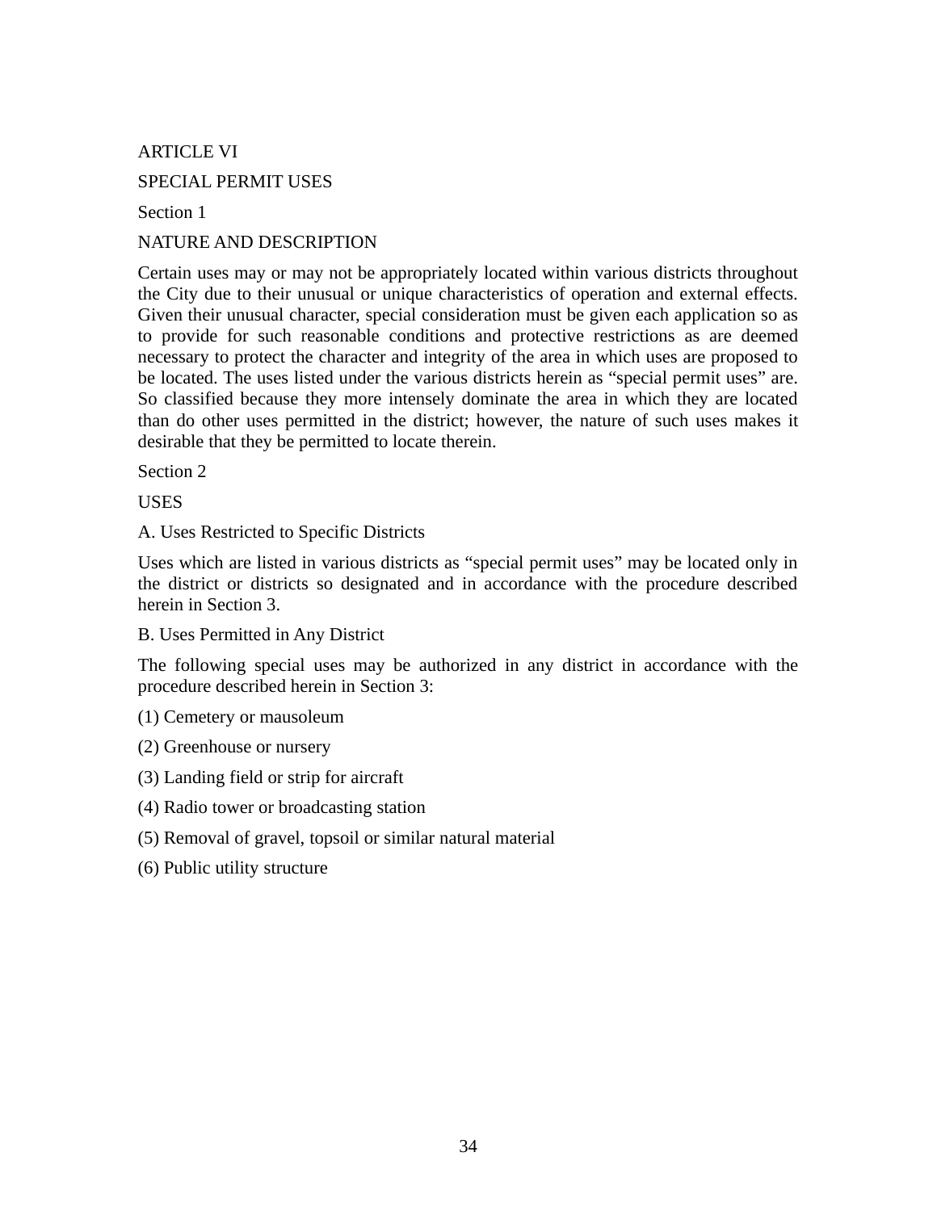# ARTICLE VI

# SPECIAL PERMIT USES

## Section 1

## NATURE AND DESCRIPTION

Certain uses may or may not be appropriately located within various districts throughout the City due to their unusual or unique characteristics of operation and external effects. Given their unusual character, special consideration must be given each application so as to provide for such reasonable conditions and protective restrictions as are deemed necessary to protect the character and integrity of the area in which uses are proposed to be located. The uses listed under the various districts herein as "special permit uses" are. So classified because they more intensely dominate the area in which they are located than do other uses permitted in the district; however, the nature of such uses makes it desirable that they be permitted to locate therein.

## Section 2

## USES

### A. Uses Restricted to Specific Districts

Uses which are listed in various districts as "special permit uses" may be located only in the district or districts so designated and in accordance with the procedure described herein in Section 3.

### B. Uses Permitted in Any District

The following special uses may be authorized in any district in accordance with the procedure described herein in Section 3:

(1) Cemetery or mausoleum

(2) Greenhouse or nursery

(3) Landing field or strip for aircraft

(4) Radio tower or broadcasting station

(5) Removal of gravel, topsoil or similar natural material

(6) Public utility structure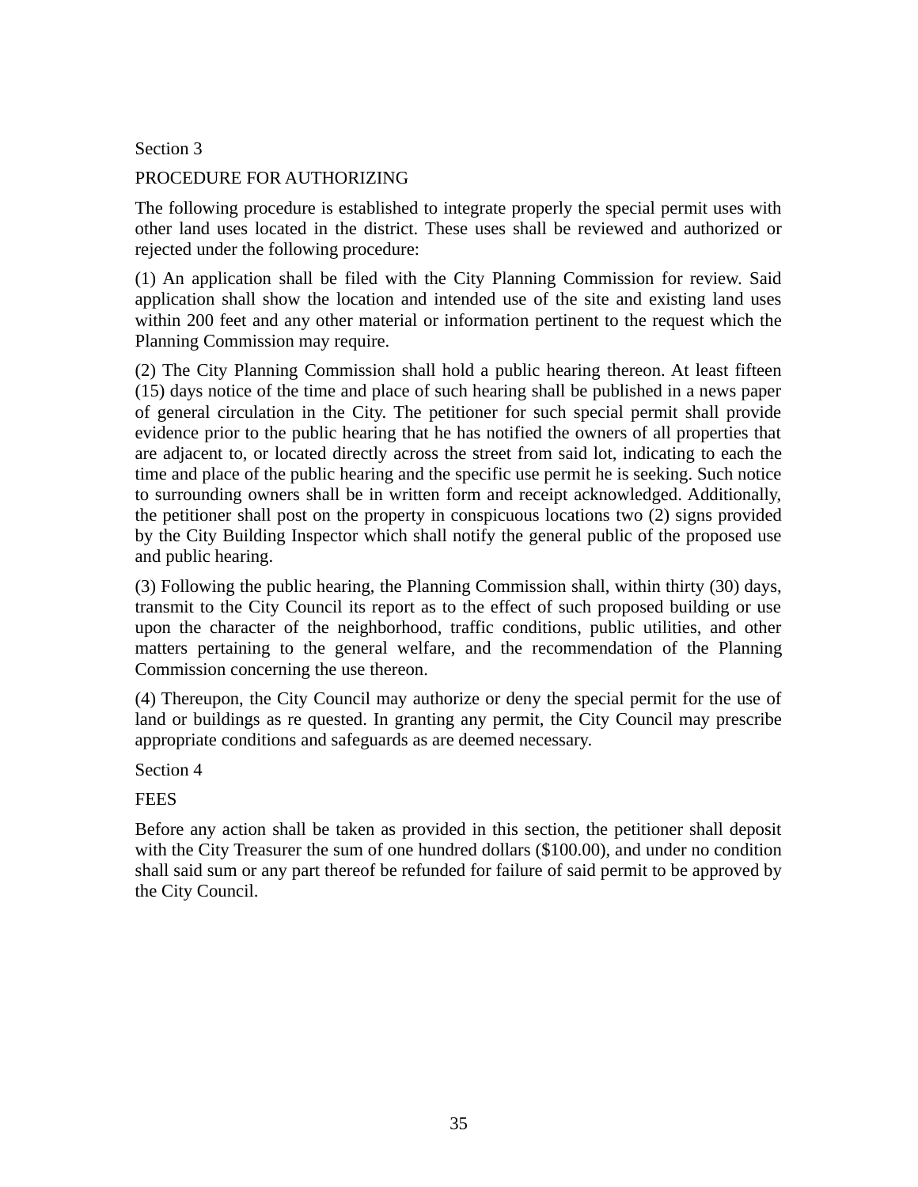## Section 3

## PROCEDURE FOR AUTHORIZING

The following procedure is established to integrate properly the special permit uses with other land uses located in the district. These uses shall be reviewed and authorized or rejected under the following procedure:

(1) An application shall be filed with the City Planning Commission for review. Said application shall show the location and intended use of the site and existing land uses within 200 feet and any other material or information pertinent to the request which the Planning Commission may require.

(2) The City Planning Commission shall hold a public hearing thereon. At least fifteen (15) days notice of the time and place of such hearing shall be published in a news paper of general circulation in the City. The petitioner for such special permit shall provide evidence prior to the public hearing that he has notified the owners of all properties that are adjacent to, or located directly across the street from said lot, indicating to each the time and place of the public hearing and the specific use permit he is seeking. Such notice to surrounding owners shall be in written form and receipt acknowledged. Additionally, the petitioner shall post on the property in conspicuous locations two (2) signs provided by the City Building Inspector which shall notify the general public of the proposed use and public hearing.

(3) Following the public hearing, the Planning Commission shall, within thirty (30) days, transmit to the City Council its report as to the effect of such proposed building or use upon the character of the neighborhood, traffic conditions, public utilities, and other matters pertaining to the general welfare, and the recommendation of the Planning Commission concerning the use thereon.

(4) Thereupon, the City Council may authorize or deny the special permit for the use of land or buildings as re quested. In granting any permit, the City Council may prescribe appropriate conditions and safeguards as are deemed necessary.

## Section 4

## FEES

Before any action shall be taken as provided in this section, the petitioner shall deposit with the City Treasurer the sum of one hundred dollars ($100.00), and under no condition shall said sum or any part thereof be refunded for failure of said permit to be approved by the City Council.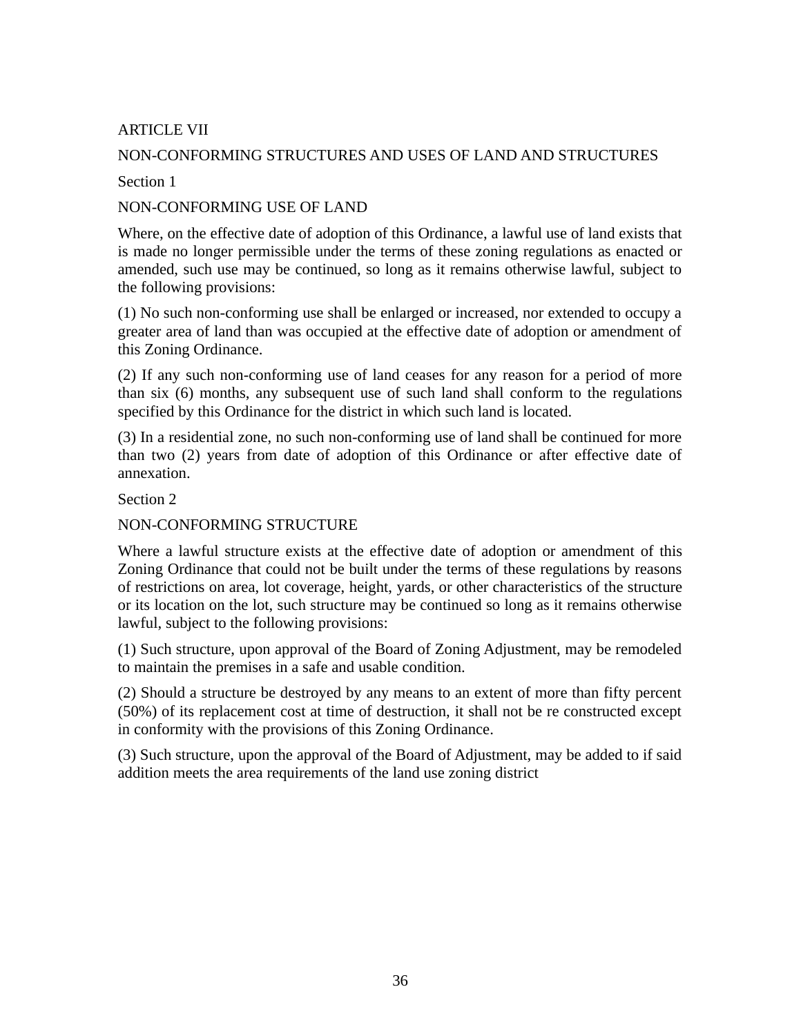# ARTICLE VII

# NON-CONFORMING STRUCTURES AND USES OF LAND AND STRUCTURES

## Section 1

## NON-CONFORMING USE OF LAND

Where, on the effective date of adoption of this Ordinance, a lawful use of land exists that is made no longer permissible under the terms of these zoning regulations as enacted or amended, such use may be continued, so long as it remains otherwise lawful, subject to the following provisions:

(1) No such non-conforming use shall be enlarged or increased, nor extended to occupy a greater area of land than was occupied at the effective date of adoption or amendment of this Zoning Ordinance.

(2) If any such non-conforming use of land ceases for any reason for a period of more than six (6) months, any subsequent use of such land shall conform to the regulations specified by this Ordinance for the district in which such land is located.

(3) In a residential zone, no such non-conforming use of land shall be continued for more than two (2) years from date of adoption of this Ordinance or after effective date of annexation.

## Section 2

## NON-CONFORMING STRUCTURE

Where a lawful structure exists at the effective date of adoption or amendment of this Zoning Ordinance that could not be built under the terms of these regulations by reasons of restrictions on area, lot coverage, height, yards, or other characteristics of the structure or its location on the lot, such structure may be continued so long as it remains otherwise lawful, subject to the following provisions:

(1) Such structure, upon approval of the Board of Zoning Adjustment, may be remodeled to maintain the premises in a safe and usable condition.

(2) Should a structure be destroyed by any means to an extent of more than fifty percent (50%) of its replacement cost at time of destruction, it shall not be re constructed except in conformity with the provisions of this Zoning Ordinance.

(3) Such structure, upon the approval of the Board of Adjustment, may be added to if said addition meets the area requirements of the land use zoning district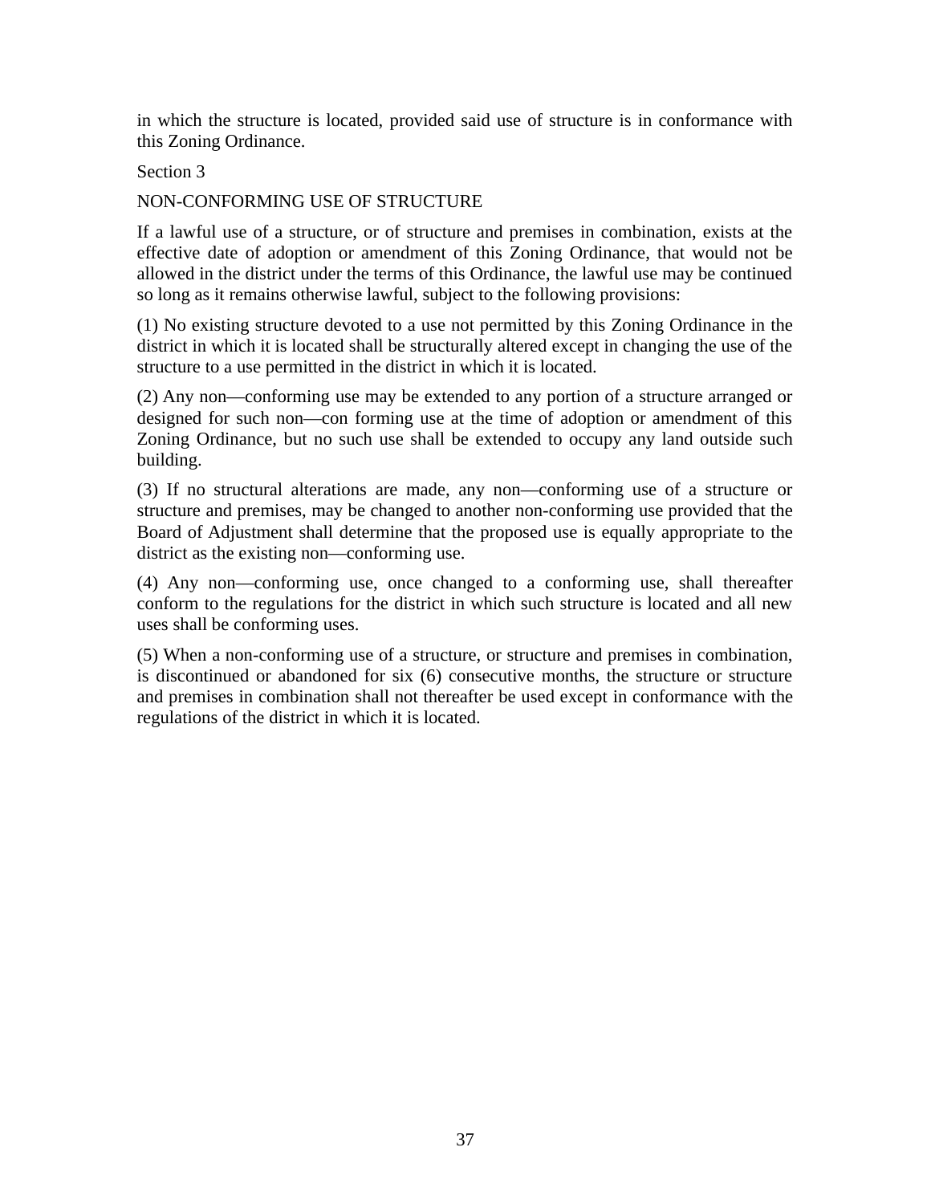in which the structure is located, provided said use of structure is in conformance with this Zoning Ordinance.

Section 3

NON-CONFORMING USE OF STRUCTURE

If a lawful use of a structure, or of structure and premises in combination, exists at the effective date of adoption or amendment of this Zoning Ordinance, that would not be allowed in the district under the terms of this Ordinance, the lawful use may be continued so long as it remains otherwise lawful, subject to the following provisions:

(1) No existing structure devoted to a use not permitted by this Zoning Ordinance in the district in which it is located shall be structurally altered except in changing the use of the structure to a use permitted in the district in which it is located.

(2) Any non—conforming use may be extended to any portion of a structure arranged or designed for such non—con forming use at the time of adoption or amendment of this Zoning Ordinance, but no such use shall be extended to occupy any land outside such building.

(3) If no structural alterations are made, any non—conforming use of a structure or structure and premises, may be changed to another non-conforming use provided that the Board of Adjustment shall determine that the proposed use is equally appropriate to the district as the existing non—conforming use.

(4) Any non—conforming use, once changed to a conforming use, shall thereafter conform to the regulations for the district in which such structure is located and all new uses shall be conforming uses.

(5) When a non-conforming use of a structure, or structure and premises in combination, is discontinued or abandoned for six (6) consecutive months, the structure or structure and premises in combination shall not thereafter be used except in conformance with the regulations of the district in which it is located.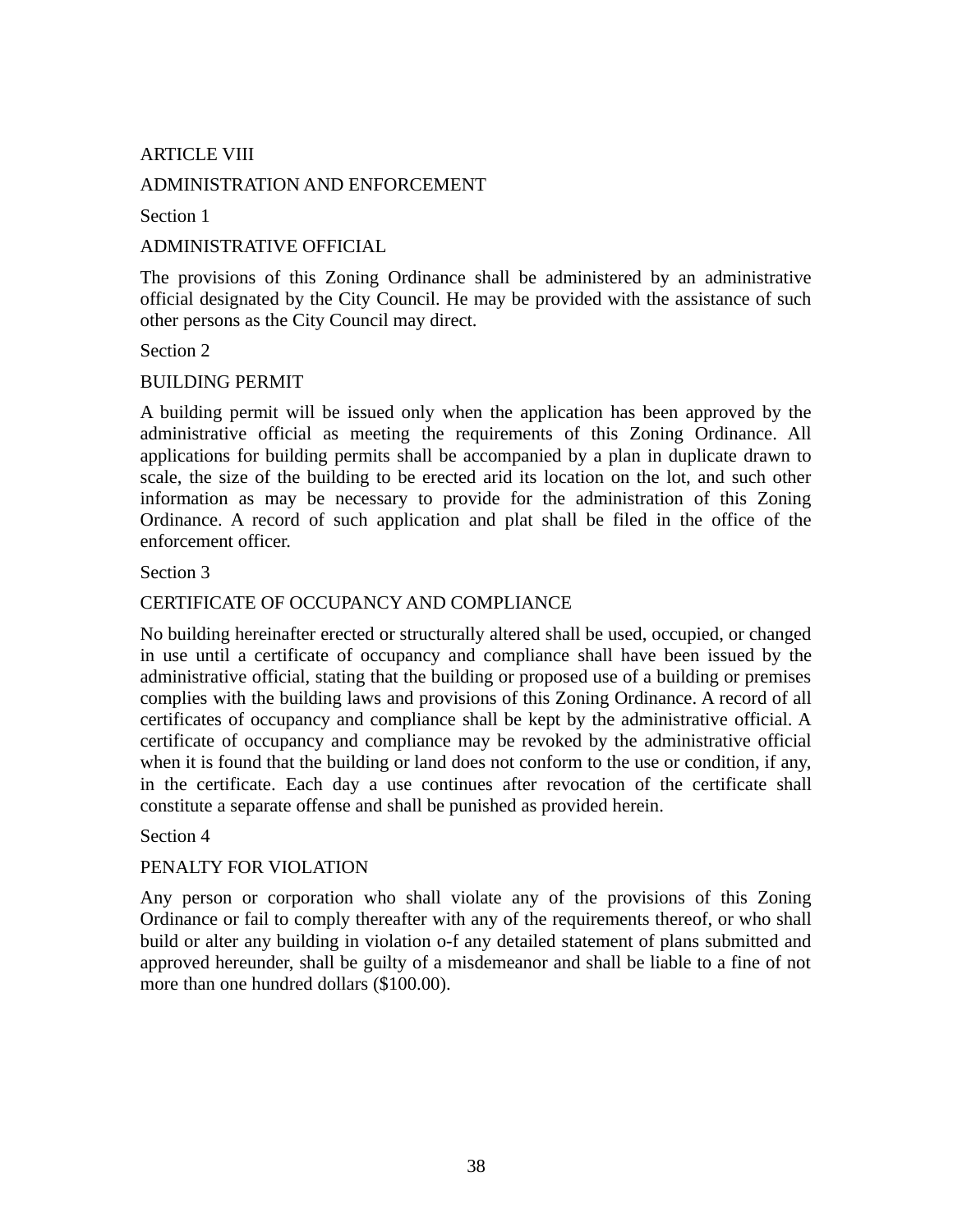# ARTICLE VIII

# ADMINISTRATION AND ENFORCEMENT

## Section 1

## ADMINISTRATIVE OFFICIAL

The provisions of this Zoning Ordinance shall be administered by an administrative official designated by the City Council. He may be provided with the assistance of such other persons as the City Council may direct.

## Section 2

## BUILDING PERMIT

A building permit will be issued only when the application has been approved by the administrative official as meeting the requirements of this Zoning Ordinance. All applications for building permits shall be accompanied by a plan in duplicate drawn to scale, the size of the building to be erected arid its location on the lot, and such other information as may be necessary to provide for the administration of this Zoning Ordinance. A record of such application and plat shall be filed in the office of the enforcement officer.

## Section 3

## CERTIFICATE OF OCCUPANCY AND COMPLIANCE

No building hereinafter erected or structurally altered shall be used, occupied, or changed in use until a certificate of occupancy and compliance shall have been issued by the administrative official, stating that the building or proposed use of a building or premises complies with the building laws and provisions of this Zoning Ordinance. A record of all certificates of occupancy and compliance shall be kept by the administrative official. A certificate of occupancy and compliance may be revoked by the administrative official when it is found that the building or land does not conform to the use or condition, if any, in the certificate. Each day a use continues after revocation of the certificate shall constitute a separate offense and shall be punished as provided herein.

## Section 4

## PENALTY FOR VIOLATION

Any person or corporation who shall violate any of the provisions of this Zoning Ordinance or fail to comply thereafter with any of the requirements thereof, or who shall build or alter any building in violation o-f any detailed statement of plans submitted and approved hereunder, shall be guilty of a misdemeanor and shall be liable to a fine of not more than one hundred dollars ($100.00).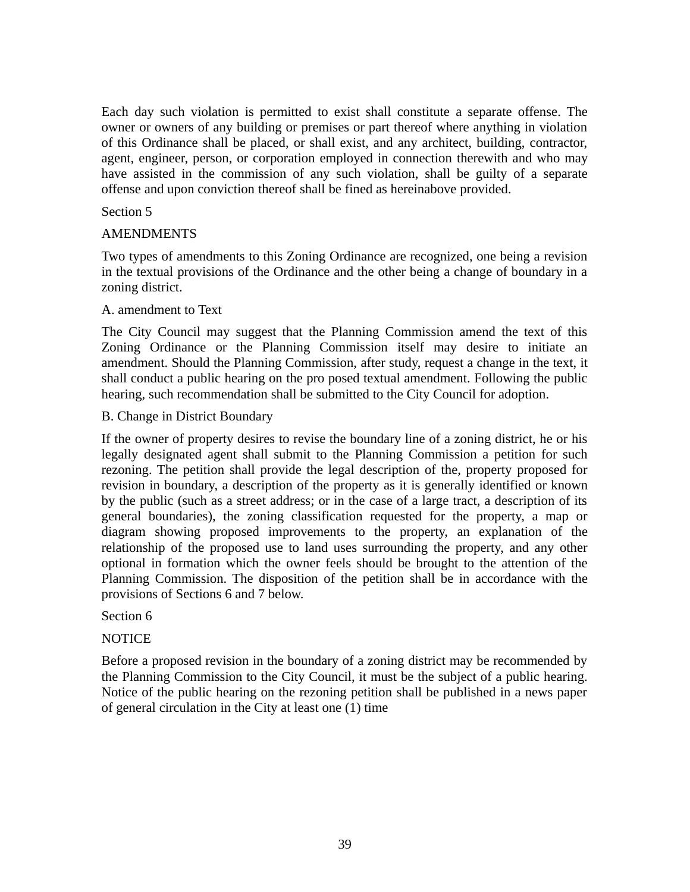Each day such violation is permitted to exist shall constitute a separate offense. The owner or owners of any building or premises or part thereof where anything in violation of this Ordinance shall be placed, or shall exist, and any architect, building, contractor, agent, engineer, person, or corporation employed in connection therewith and who may have assisted in the commission of any such violation, shall be guilty of a separate offense and upon conviction thereof shall be fined as hereinabove provided.

Section 5

AMENDMENTS

Two types of amendments to this Zoning Ordinance are recognized, one being a revision in the textual provisions of the Ordinance and the other being a change of boundary in a zoning district.

A. amendment to Text

The City Council may suggest that the Planning Commission amend the text of this Zoning Ordinance or the Planning Commission itself may desire to initiate an amendment. Should the Planning Commission, after study, request a change in the text, it shall conduct a public hearing on the pro posed textual amendment. Following the public hearing, such recommendation shall be submitted to the City Council for adoption.

B. Change in District Boundary

If the owner of property desires to revise the boundary line of a zoning district, he or his legally designated agent shall submit to the Planning Commission a petition for such rezoning. The petition shall provide the legal description of the, property proposed for revision in boundary, a description of the property as it is generally identified or known by the public (such as a street address; or in the case of a large tract, a description of its general boundaries), the zoning classification requested for the property, a map or diagram showing proposed improvements to the property, an explanation of the relationship of the proposed use to land uses surrounding the property, and any other optional in formation which the owner feels should be brought to the attention of the Planning Commission. The disposition of the petition shall be in accordance with the provisions of Sections 6 and 7 below.

Section 6

NOTICE

Before a proposed revision in the boundary of a zoning district may be recommended by the Planning Commission to the City Council, it must be the subject of a public hearing. Notice of the public hearing on the rezoning petition shall be published in a news paper of general circulation in the City at least one (1) time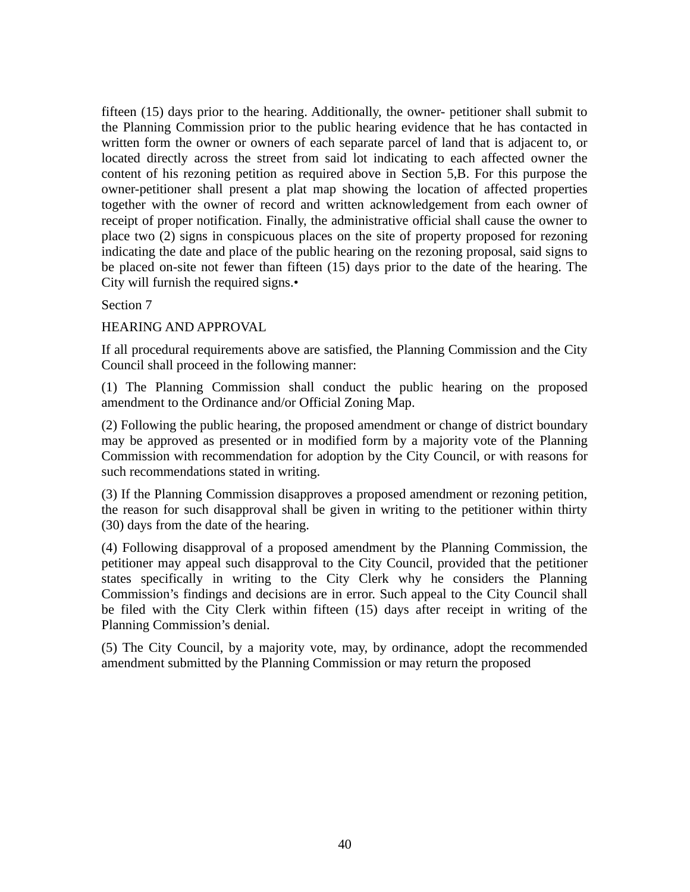fifteen (15) days prior to the hearing. Additionally, the owner- petitioner shall submit to the Planning Commission prior to the public hearing evidence that he has contacted in written form the owner or owners of each separate parcel of land that is adjacent to, or located directly across the street from said lot indicating to each affected owner the content of his rezoning petition as required above in Section 5,B. For this purpose the owner-petitioner shall present a plat map showing the location of affected properties together with the owner of record and written acknowledgement from each owner of receipt of proper notification. Finally, the administrative official shall cause the owner to place two (2) signs in conspicuous places on the site of property proposed for rezoning indicating the date and place of the public hearing on the rezoning proposal, said signs to be placed on-site not fewer than fifteen (15) days prior to the date of the hearing. The City will furnish the required signs.•

Section 7

HEARING AND APPROVAL

If all procedural requirements above are satisfied, the Planning Commission and the City Council shall proceed in the following manner:

(1) The Planning Commission shall conduct the public hearing on the proposed amendment to the Ordinance and/or Official Zoning Map.

(2) Following the public hearing, the proposed amendment or change of district boundary may be approved as presented or in modified form by a majority vote of the Planning Commission with recommendation for adoption by the City Council, or with reasons for such recommendations stated in writing.

(3) If the Planning Commission disapproves a proposed amendment or rezoning petition, the reason for such disapproval shall be given in writing to the petitioner within thirty (30) days from the date of the hearing.

(4) Following disapproval of a proposed amendment by the Planning Commission, the petitioner may appeal such disapproval to the City Council, provided that the petitioner states specifically in writing to the City Clerk why he considers the Planning Commission's findings and decisions are in error. Such appeal to the City Council shall be filed with the City Clerk within fifteen (15) days after receipt in writing of the Planning Commission's denial.

(5) The City Council, by a majority vote, may, by ordinance, adopt the recommended amendment submitted by the Planning Commission or may return the proposed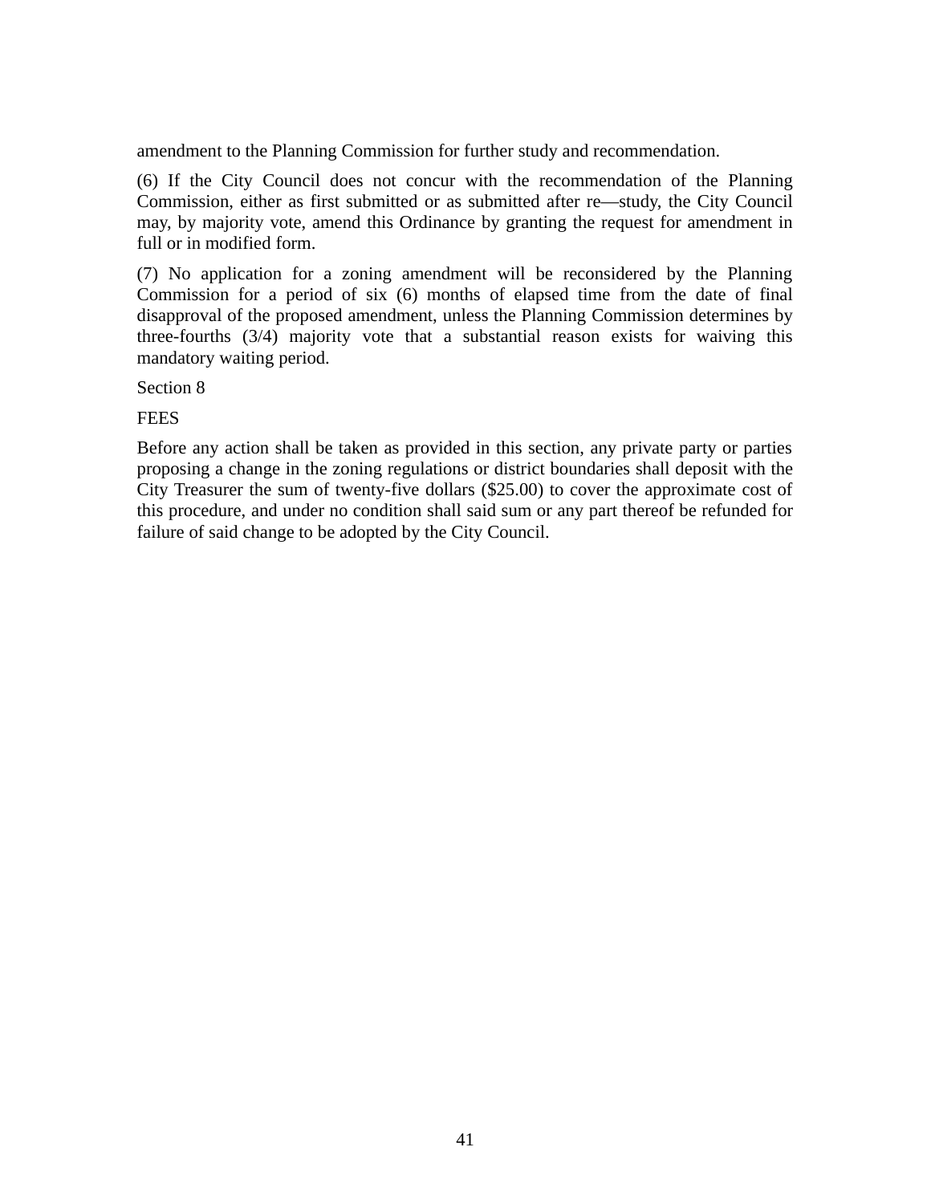amendment to the Planning Commission for further study and recommendation.

(6) If the City Council does not concur with the recommendation of the Planning Commission, either as first submitted or as submitted after re—study, the City Council may, by majority vote, amend this Ordinance by granting the request for amendment in full or in modified form.

(7) No application for a zoning amendment will be reconsidered by the Planning Commission for a period of six (6) months of elapsed time from the date of final disapproval of the proposed amendment, unless the Planning Commission determines by three-fourths (3/4) majority vote that a substantial reason exists for waiving this mandatory waiting period.

## Section 8

## FEES

Before any action shall be taken as provided in this section, any private party or parties proposing a change in the zoning regulations or district boundaries shall deposit with the City Treasurer the sum of twenty-five dollars ($25.00) to cover the approximate cost of this procedure, and under no condition shall said sum or any part thereof be refunded for failure of said change to be adopted by the City Council.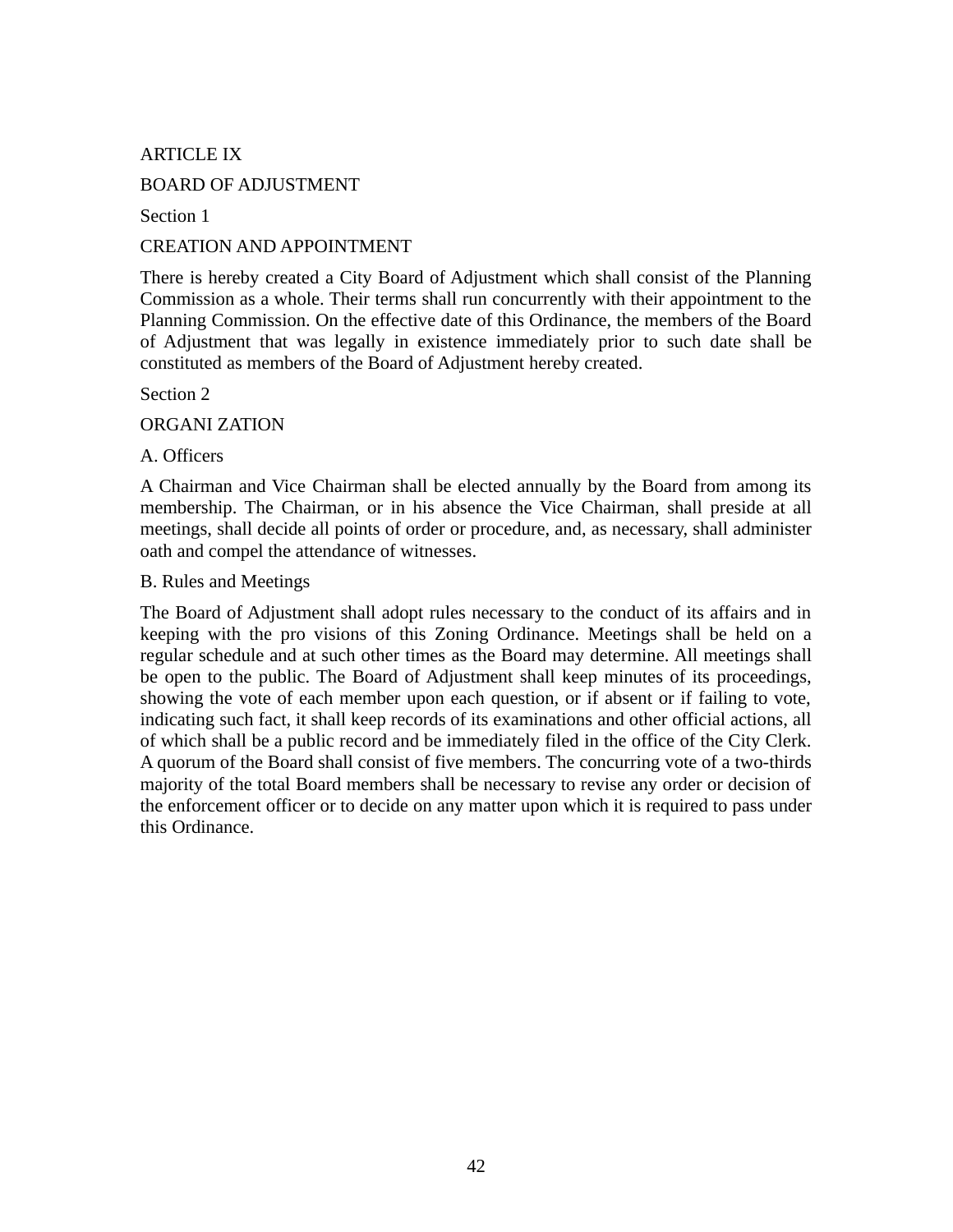# ARTICLE IX

# BOARD OF ADJUSTMENT

## Section 1

## CREATION AND APPOINTMENT

There is hereby created a City Board of Adjustment which shall consist of the Planning Commission as a whole. Their terms shall run concurrently with their appointment to the Planning Commission. On the effective date of this Ordinance, the members of the Board of Adjustment that was legally in existence immediately prior to such date shall be constituted as members of the Board of Adjustment hereby created.

## Section 2

## ORGANI ZATION

### A. Officers

A Chairman and Vice Chairman shall be elected annually by the Board from among its membership. The Chairman, or in his absence the Vice Chairman, shall preside at all meetings, shall decide all points of order or procedure, and, as necessary, shall administer oath and compel the attendance of witnesses.

### B. Rules and Meetings

The Board of Adjustment shall adopt rules necessary to the conduct of its affairs and in keeping with the pro visions of this Zoning Ordinance. Meetings shall be held on a regular schedule and at such other times as the Board may determine. All meetings shall be open to the public. The Board of Adjustment shall keep minutes of its proceedings, showing the vote of each member upon each question, or if absent or if failing to vote, indicating such fact, it shall keep records of its examinations and other official actions, all of which shall be a public record and be immediately filed in the office of the City Clerk. A quorum of the Board shall consist of five members. The concurring vote of a two-thirds majority of the total Board members shall be necessary to revise any order or decision of the enforcement officer or to decide on any matter upon which it is required to pass under this Ordinance.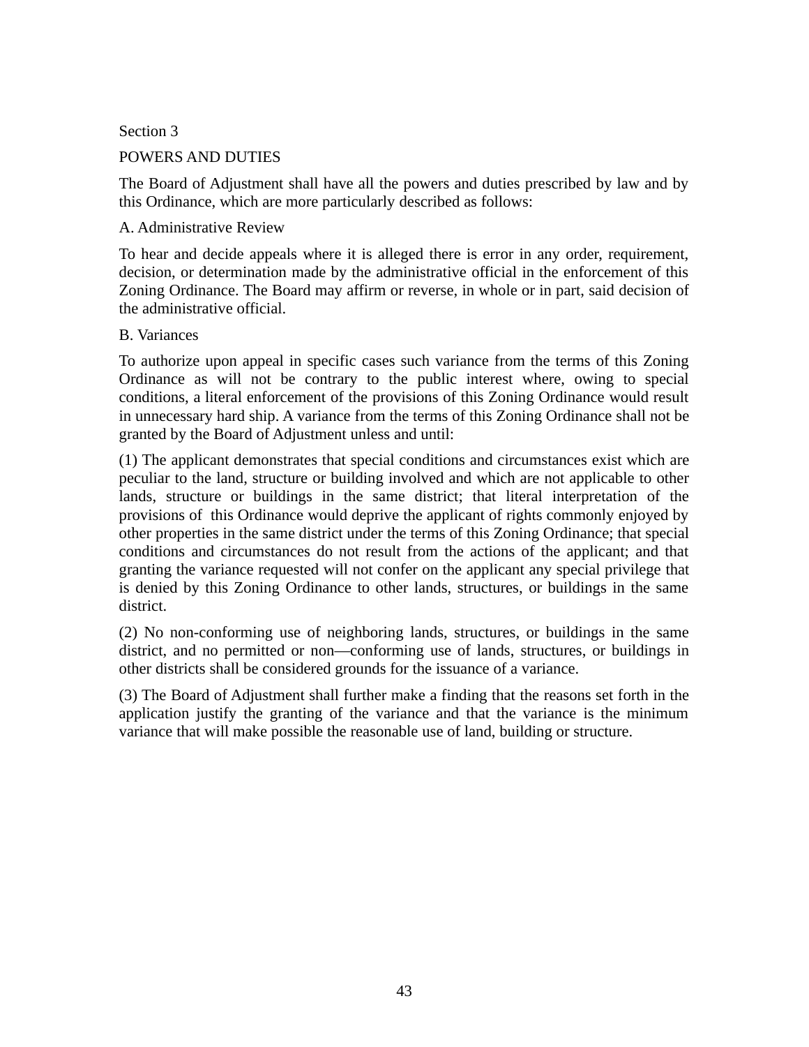## Section 3

## POWERS AND DUTIES

The Board of Adjustment shall have all the powers and duties prescribed by law and by this Ordinance, which are more particularly described as follows:

### A. Administrative Review

To hear and decide appeals where it is alleged there is error in any order, requirement, decision, or determination made by the administrative official in the enforcement of this Zoning Ordinance. The Board may affirm or reverse, in whole or in part, said decision of the administrative official.

### B. Variances

To authorize upon appeal in specific cases such variance from the terms of this Zoning Ordinance as will not be contrary to the public interest where, owing to special conditions, a literal enforcement of the provisions of this Zoning Ordinance would result in unnecessary hard ship. A variance from the terms of this Zoning Ordinance shall not be granted by the Board of Adjustment unless and until:

(1) The applicant demonstrates that special conditions and circumstances exist which are peculiar to the land, structure or building involved and which are not applicable to other lands, structure or buildings in the same district; that literal interpretation of the provisions of this Ordinance would deprive the applicant of rights commonly enjoyed by other properties in the same district under the terms of this Zoning Ordinance; that special conditions and circumstances do not result from the actions of the applicant; and that granting the variance requested will not confer on the applicant any special privilege that is denied by this Zoning Ordinance to other lands, structures, or buildings in the same district.

(2) No non-conforming use of neighboring lands, structures, or buildings in the same district, and no permitted or non—conforming use of lands, structures, or buildings in other districts shall be considered grounds for the issuance of a variance.

(3) The Board of Adjustment shall further make a finding that the reasons set forth in the application justify the granting of the variance and that the variance is the minimum variance that will make possible the reasonable use of land, building or structure.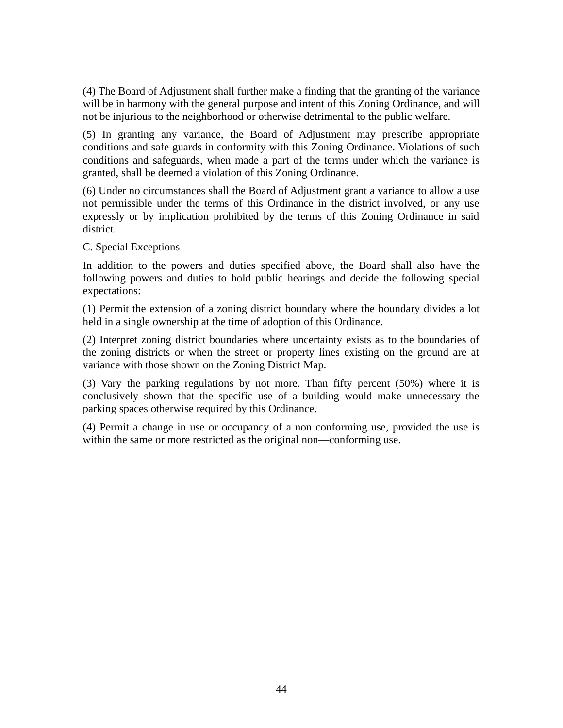(4) The Board of Adjustment shall further make a finding that the granting of the variance will be in harmony with the general purpose and intent of this Zoning Ordinance, and will not be injurious to the neighborhood or otherwise detrimental to the public welfare.

(5) In granting any variance, the Board of Adjustment may prescribe appropriate conditions and safe guards in conformity with this Zoning Ordinance. Violations of such conditions and safeguards, when made a part of the terms under which the variance is granted, shall be deemed a violation of this Zoning Ordinance.

(6) Under no circumstances shall the Board of Adjustment grant a variance to allow a use not permissible under the terms of this Ordinance in the district involved, or any use expressly or by implication prohibited by the terms of this Zoning Ordinance in said district.

C. Special Exceptions

In addition to the powers and duties specified above, the Board shall also have the following powers and duties to hold public hearings and decide the following special expectations:

(1) Permit the extension of a zoning district boundary where the boundary divides a lot held in a single ownership at the time of adoption of this Ordinance.

(2) Interpret zoning district boundaries where uncertainty exists as to the boundaries of the zoning districts or when the street or property lines existing on the ground are at variance with those shown on the Zoning District Map.

(3) Vary the parking regulations by not more. Than fifty percent (50%) where it is conclusively shown that the specific use of a building would make unnecessary the parking spaces otherwise required by this Ordinance.

(4) Permit a change in use or occupancy of a non conforming use, provided the use is within the same or more restricted as the original non—conforming use.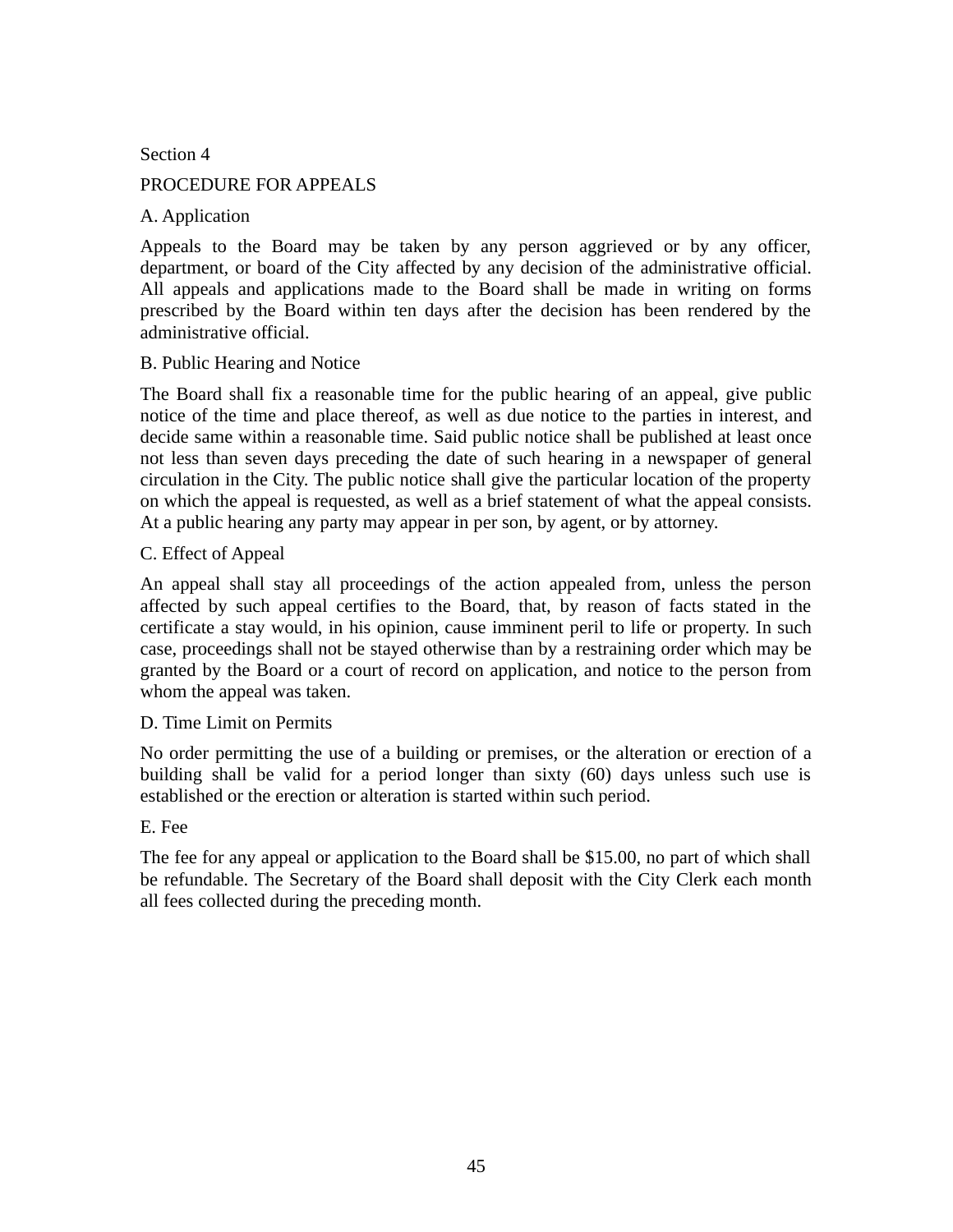## Section 4

## PROCEDURE FOR APPEALS

### A. Application

Appeals to the Board may be taken by any person aggrieved or by any officer, department, or board of the City affected by any decision of the administrative official. All appeals and applications made to the Board shall be made in writing on forms prescribed by the Board within ten days after the decision has been rendered by the administrative official.

### B. Public Hearing and Notice

The Board shall fix a reasonable time for the public hearing of an appeal, give public notice of the time and place thereof, as well as due notice to the parties in interest, and decide same within a reasonable time. Said public notice shall be published at least once not less than seven days preceding the date of such hearing in a newspaper of general circulation in the City. The public notice shall give the particular location of the property on which the appeal is requested, as well as a brief statement of what the appeal consists. At a public hearing any party may appear in per son, by agent, or by attorney.

### C. Effect of Appeal

An appeal shall stay all proceedings of the action appealed from, unless the person affected by such appeal certifies to the Board, that, by reason of facts stated in the certificate a stay would, in his opinion, cause imminent peril to life or property. In such case, proceedings shall not be stayed otherwise than by a restraining order which may be granted by the Board or a court of record on application, and notice to the person from whom the appeal was taken.

### D. Time Limit on Permits

No order permitting the use of a building or premises, or the alteration or erection of a building shall be valid for a period longer than sixty (60) days unless such use is established or the erection or alteration is started within such period.

### E. Fee

The fee for any appeal or application to the Board shall be $15.00, no part of which shall be refundable. The Secretary of the Board shall deposit with the City Clerk each month all fees collected during the preceding month.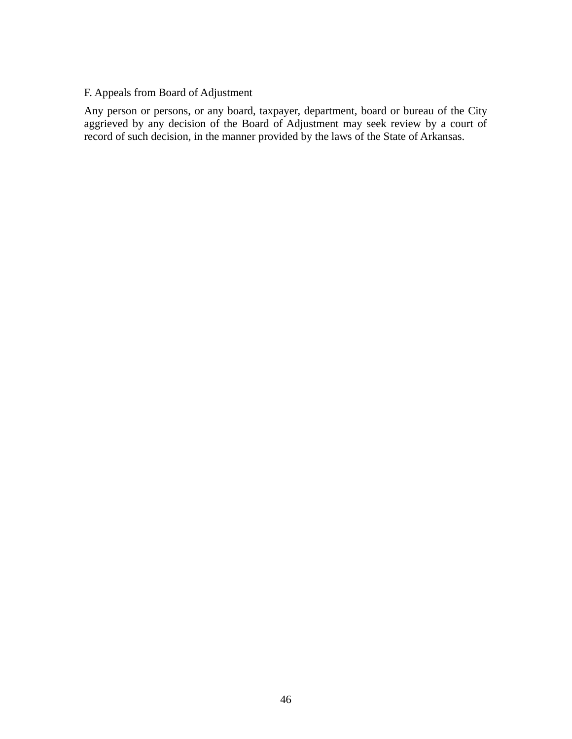### F. Appeals from Board of Adjustment

Any person or persons, or any board, taxpayer, department, board or bureau of the City aggrieved by any decision of the Board of Adjustment may seek review by a court of record of such decision, in the manner provided by the laws of the State of Arkansas.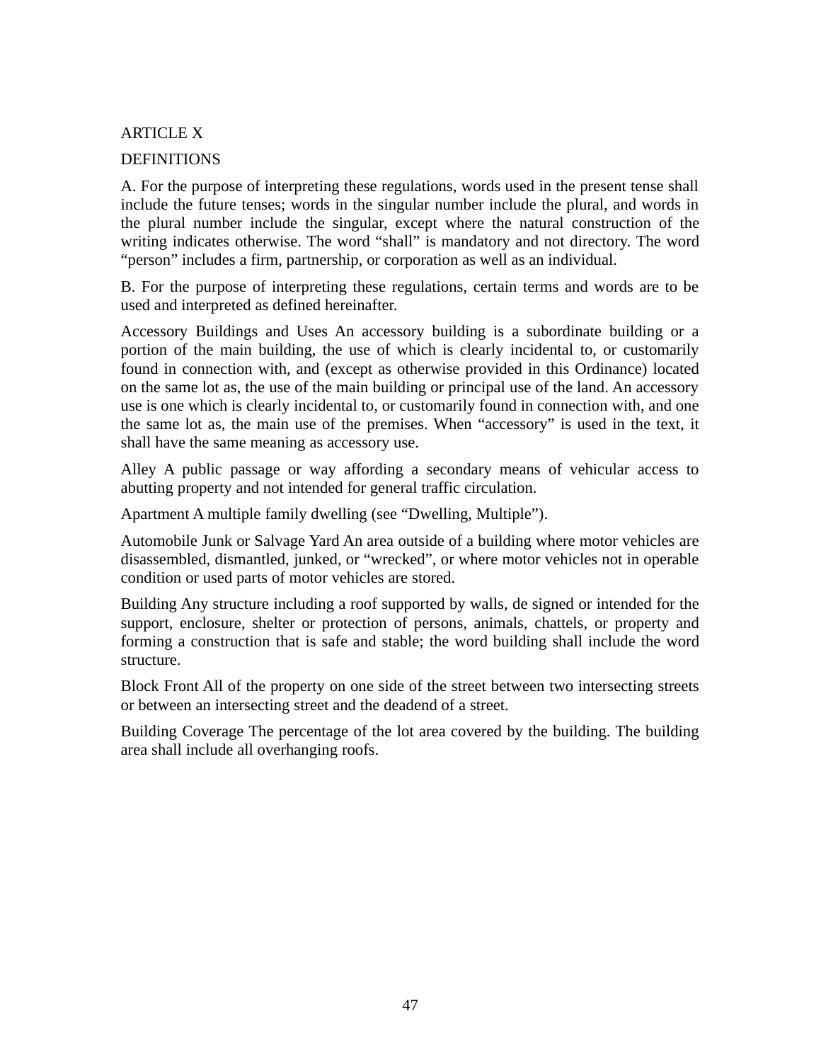## ARTICLE X

## DEFINITIONS

A. For the purpose of interpreting these regulations, words used in the present tense shall include the future tenses; words in the singular number include the plural, and words in the plural number include the singular, except where the natural construction of the writing indicates otherwise. The word "shall" is mandatory and not directory. The word "person" includes a firm, partnership, or corporation as well as an individual.

B. For the purpose of interpreting these regulations, certain terms and words are to be used and interpreted as defined hereinafter.

Accessory Buildings and Uses An accessory building is a subordinate building or a portion of the main building, the use of which is clearly incidental to, or customarily found in connection with, and (except as otherwise provided in this Ordinance) located on the same lot as, the use of the main building or principal use of the land. An accessory use is one which is clearly incidental to, or customarily found in connection with, and one the same lot as, the main use of the premises. When "accessory" is used in the text, it shall have the same meaning as accessory use.

Alley A public passage or way affording a secondary means of vehicular access to abutting property and not intended for general traffic circulation.

Apartment A multiple family dwelling (see "Dwelling, Multiple").

Automobile Junk or Salvage Yard An area outside of a building where motor vehicles are disassembled, dismantled, junked, or "wrecked", or where motor vehicles not in operable condition or used parts of motor vehicles are stored.

Building Any structure including a roof supported by walls, de signed or intended for the support, enclosure, shelter or protection of persons, animals, chattels, or property and forming a construction that is safe and stable; the word building shall include the word structure.

Block Front All of the property on one side of the street between two intersecting streets or between an intersecting street and the deadend of a street.

Building Coverage The percentage of the lot area covered by the building. The building area shall include all overhanging roofs.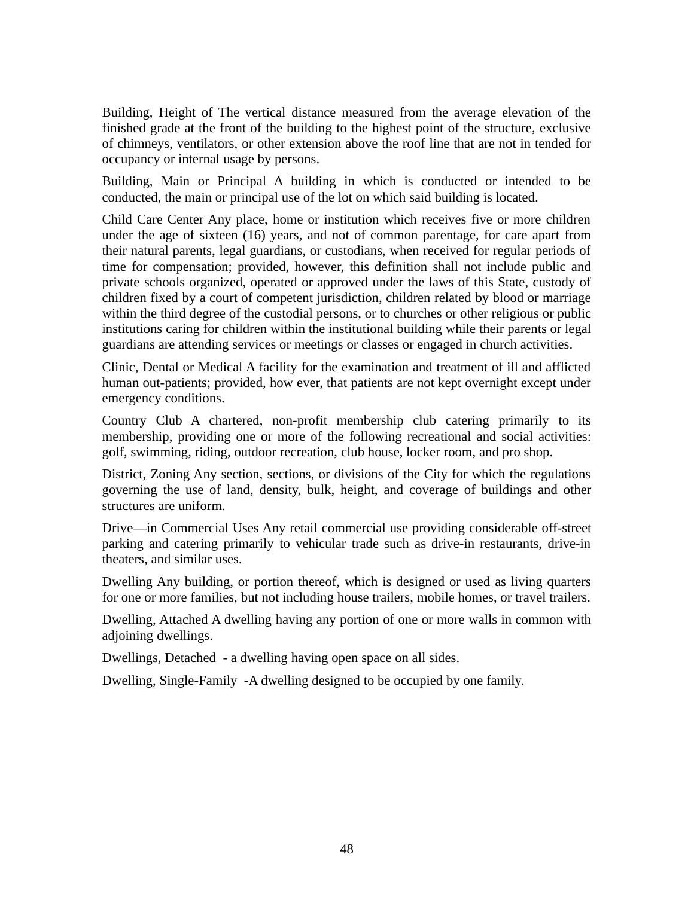Building, Height of The vertical distance measured from the average elevation of the finished grade at the front of the building to the highest point of the structure, exclusive of chimneys, ventilators, or other extension above the roof line that are not in tended for occupancy or internal usage by persons.

Building, Main or Principal A building in which is conducted or intended to be conducted, the main or principal use of the lot on which said building is located.

Child Care Center Any place, home or institution which receives five or more children under the age of sixteen (16) years, and not of common parentage, for care apart from their natural parents, legal guardians, or custodians, when received for regular periods of time for compensation; provided, however, this definition shall not include public and private schools organized, operated or approved under the laws of this State, custody of children fixed by a court of competent jurisdiction, children related by blood or marriage within the third degree of the custodial persons, or to churches or other religious or public institutions caring for children within the institutional building while their parents or legal guardians are attending services or meetings or classes or engaged in church activities.

Clinic, Dental or Medical A facility for the examination and treatment of ill and afflicted human out-patients; provided, how ever, that patients are not kept overnight except under emergency conditions.

Country Club A chartered, non-profit membership club catering primarily to its membership, providing one or more of the following recreational and social activities: golf, swimming, riding, outdoor recreation, club house, locker room, and pro shop.

District, Zoning Any section, sections, or divisions of the City for which the regulations governing the use of land, density, bulk, height, and coverage of buildings and other structures are uniform.

Drive—in Commercial Uses Any retail commercial use providing considerable off-street parking and catering primarily to vehicular trade such as drive-in restaurants, drive-in theaters, and similar uses.

Dwelling Any building, or portion thereof, which is designed or used as living quarters for one or more families, but not including house trailers, mobile homes, or travel trailers.

Dwelling, Attached A dwelling having any portion of one or more walls in common with adjoining dwellings.

Dwellings, Detached - a dwelling having open space on all sides.

Dwelling, Single-Family -A dwelling designed to be occupied by one family.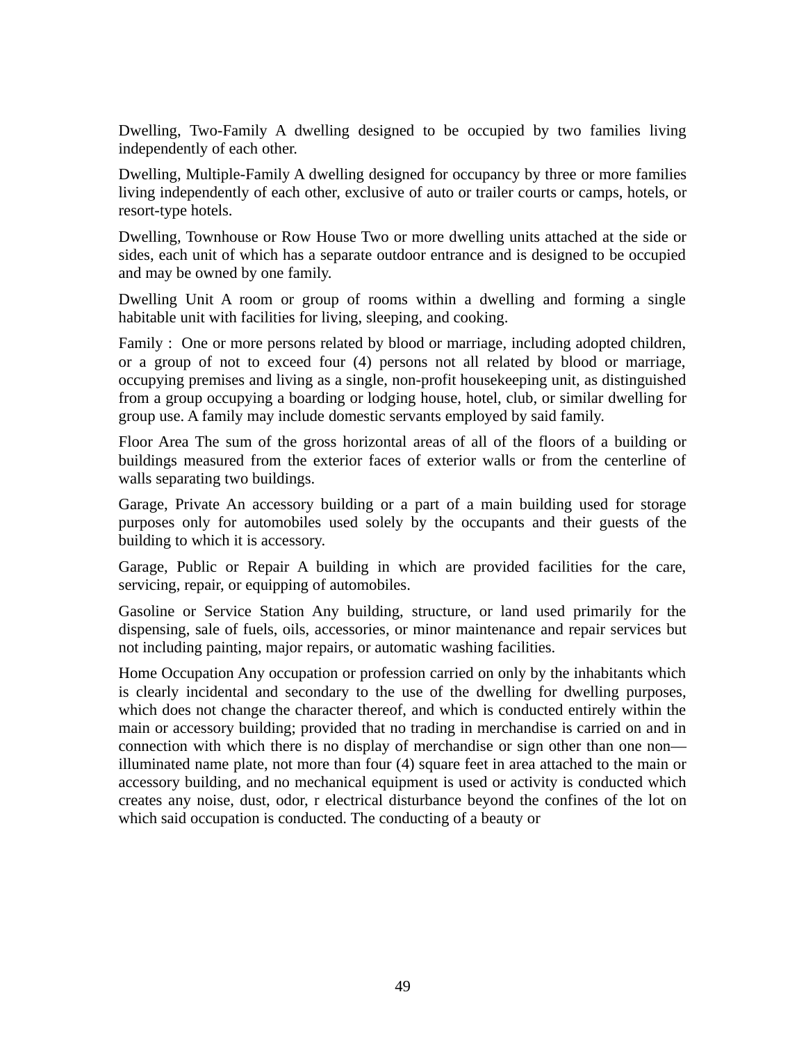Dwelling, Two-Family A dwelling designed to be occupied by two families living independently of each other.

Dwelling, Multiple-Family A dwelling designed for occupancy by three or more families living independently of each other, exclusive of auto or trailer courts or camps, hotels, or resort-type hotels.

Dwelling, Townhouse or Row House Two or more dwelling units attached at the side or sides, each unit of which has a separate outdoor entrance and is designed to be occupied and may be owned by one family.

Dwelling Unit A room or group of rooms within a dwelling and forming a single habitable unit with facilities for living, sleeping, and cooking.

Family : One or more persons related by blood or marriage, including adopted children, or a group of not to exceed four (4) persons not all related by blood or marriage, occupying premises and living as a single, non-profit housekeeping unit, as distinguished from a group occupying a boarding or lodging house, hotel, club, or similar dwelling for group use. A family may include domestic servants employed by said family.

Floor Area The sum of the gross horizontal areas of all of the floors of a building or buildings measured from the exterior faces of exterior walls or from the centerline of walls separating two buildings.

Garage, Private An accessory building or a part of a main building used for storage purposes only for automobiles used solely by the occupants and their guests of the building to which it is accessory.

Garage, Public or Repair A building in which are provided facilities for the care, servicing, repair, or equipping of automobiles.

Gasoline or Service Station Any building, structure, or land used primarily for the dispensing, sale of fuels, oils, accessories, or minor maintenance and repair services but not including painting, major repairs, or automatic washing facilities.

Home Occupation Any occupation or profession carried on only by the inhabitants which is clearly incidental and secondary to the use of the dwelling for dwelling purposes, which does not change the character thereof, and which is conducted entirely within the main or accessory building; provided that no trading in merchandise is carried on and in connection with which there is no display of merchandise or sign other than one non—illuminated name plate, not more than four (4) square feet in area attached to the main or accessory building, and no mechanical equipment is used or activity is conducted which creates any noise, dust, odor, r electrical disturbance beyond the confines of the lot on which said occupation is conducted. The conducting of a beauty or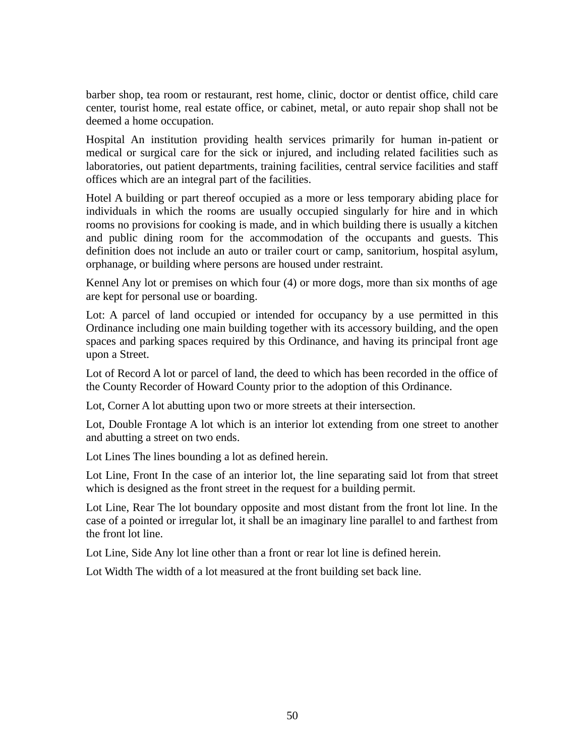barber shop, tea room or restaurant, rest home, clinic, doctor or dentist office, child care center, tourist home, real estate office, or cabinet, metal, or auto repair shop shall not be deemed a home occupation.

Hospital An institution providing health services primarily for human in-patient or medical or surgical care for the sick or injured, and including related facilities such as laboratories, out patient departments, training facilities, central service facilities and staff offices which are an integral part of the facilities.

Hotel A building or part thereof occupied as a more or less temporary abiding place for individuals in which the rooms are usually occupied singularly for hire and in which rooms no provisions for cooking is made, and in which building there is usually a kitchen and public dining room for the accommodation of the occupants and guests. This definition does not include an auto or trailer court or camp, sanitorium, hospital asylum, orphanage, or building where persons are housed under restraint.

Kennel Any lot or premises on which four (4) or more dogs, more than six months of age are kept for personal use or boarding.

Lot: A parcel of land occupied or intended for occupancy by a use permitted in this Ordinance including one main building together with its accessory building, and the open spaces and parking spaces required by this Ordinance, and having its principal front age upon a Street.

Lot of Record A lot or parcel of land, the deed to which has been recorded in the office of the County Recorder of Howard County prior to the adoption of this Ordinance.

Lot, Corner A lot abutting upon two or more streets at their intersection.

Lot, Double Frontage A lot which is an interior lot extending from one street to another and abutting a street on two ends.

Lot Lines The lines bounding a lot as defined herein.

Lot Line, Front In the case of an interior lot, the line separating said lot from that street which is designed as the front street in the request for a building permit.

Lot Line, Rear The lot boundary opposite and most distant from the front lot line. In the case of a pointed or irregular lot, it shall be an imaginary line parallel to and farthest from the front lot line.

Lot Line, Side Any lot line other than a front or rear lot line is defined herein.

Lot Width The width of a lot measured at the front building set back line.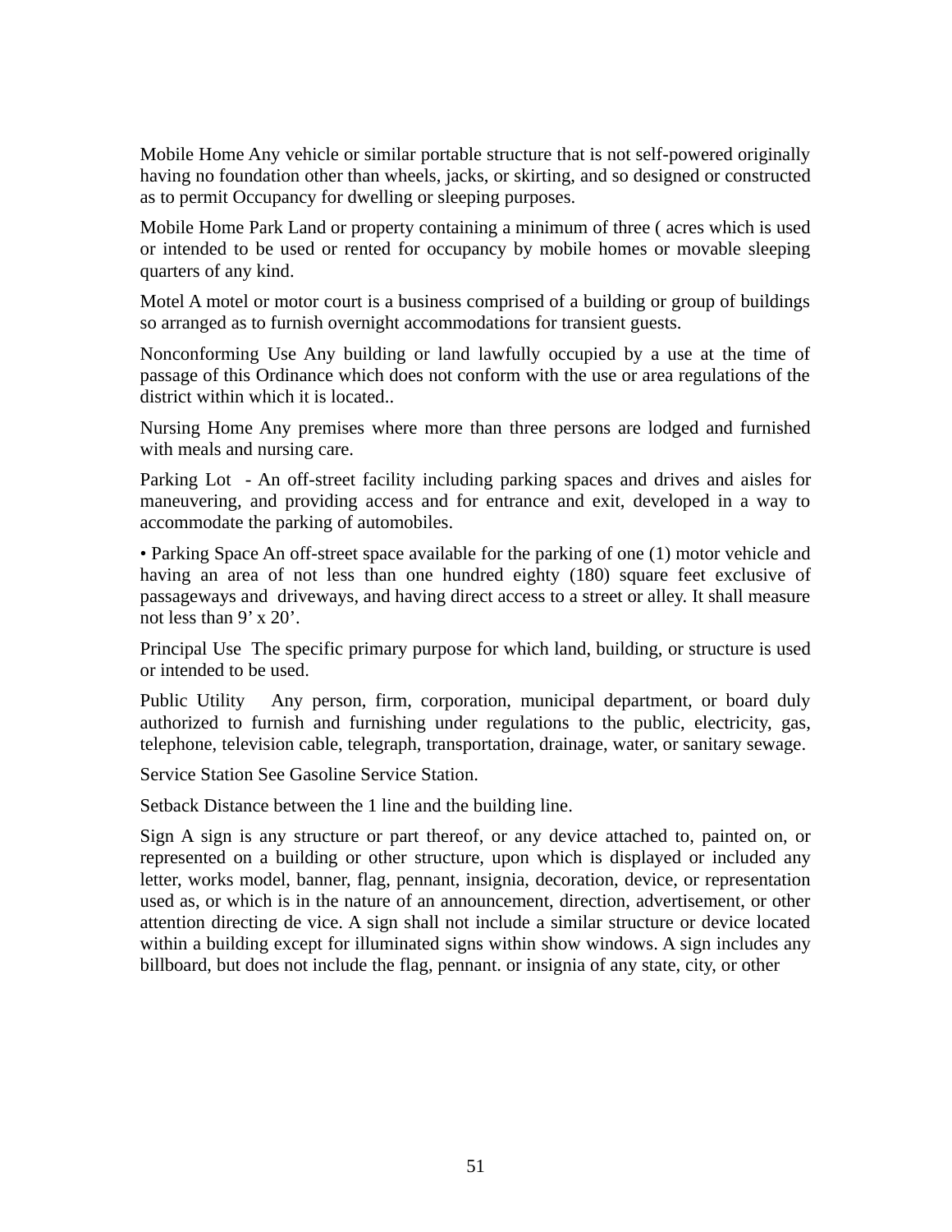Mobile Home Any vehicle or similar portable structure that is not self-powered originally having no foundation other than wheels, jacks, or skirting, and so designed or constructed as to permit Occupancy for dwelling or sleeping purposes.

Mobile Home Park Land or property containing a minimum of three ( acres which is used or intended to be used or rented for occupancy by mobile homes or movable sleeping quarters of any kind.

Motel A motel or motor court is a business comprised of a building or group of buildings so arranged as to furnish overnight accommodations for transient guests.

Nonconforming Use Any building or land lawfully occupied by a use at the time of passage of this Ordinance which does not conform with the use or area regulations of the district within which it is located..

Nursing Home Any premises where more than three persons are lodged and furnished with meals and nursing care.

Parking Lot - An off-street facility including parking spaces and drives and aisles for maneuvering, and providing access and for entrance and exit, developed in a way to accommodate the parking of automobiles.

• Parking Space An off-street space available for the parking of one (1) motor vehicle and having an area of not less than one hundred eighty (180) square feet exclusive of passageways and driveways, and having direct access to a street or alley. It shall measure not less than 9' x 20'.

Principal Use The specific primary purpose for which land, building, or structure is used or intended to be used.

Public Utility Any person, firm, corporation, municipal department, or board duly authorized to furnish and furnishing under regulations to the public, electricity, gas, telephone, television cable, telegraph, transportation, drainage, water, or sanitary sewage.

Service Station See Gasoline Service Station.

Setback Distance between the 1 line and the building line.

Sign A sign is any structure or part thereof, or any device attached to, painted on, or represented on a building or other structure, upon which is displayed or included any letter, works model, banner, flag, pennant, insignia, decoration, device, or representation used as, or which is in the nature of an announcement, direction, advertisement, or other attention directing de vice. A sign shall not include a similar structure or device located within a building except for illuminated signs within show windows. A sign includes any billboard, but does not include the flag, pennant. or insignia of any state, city, or other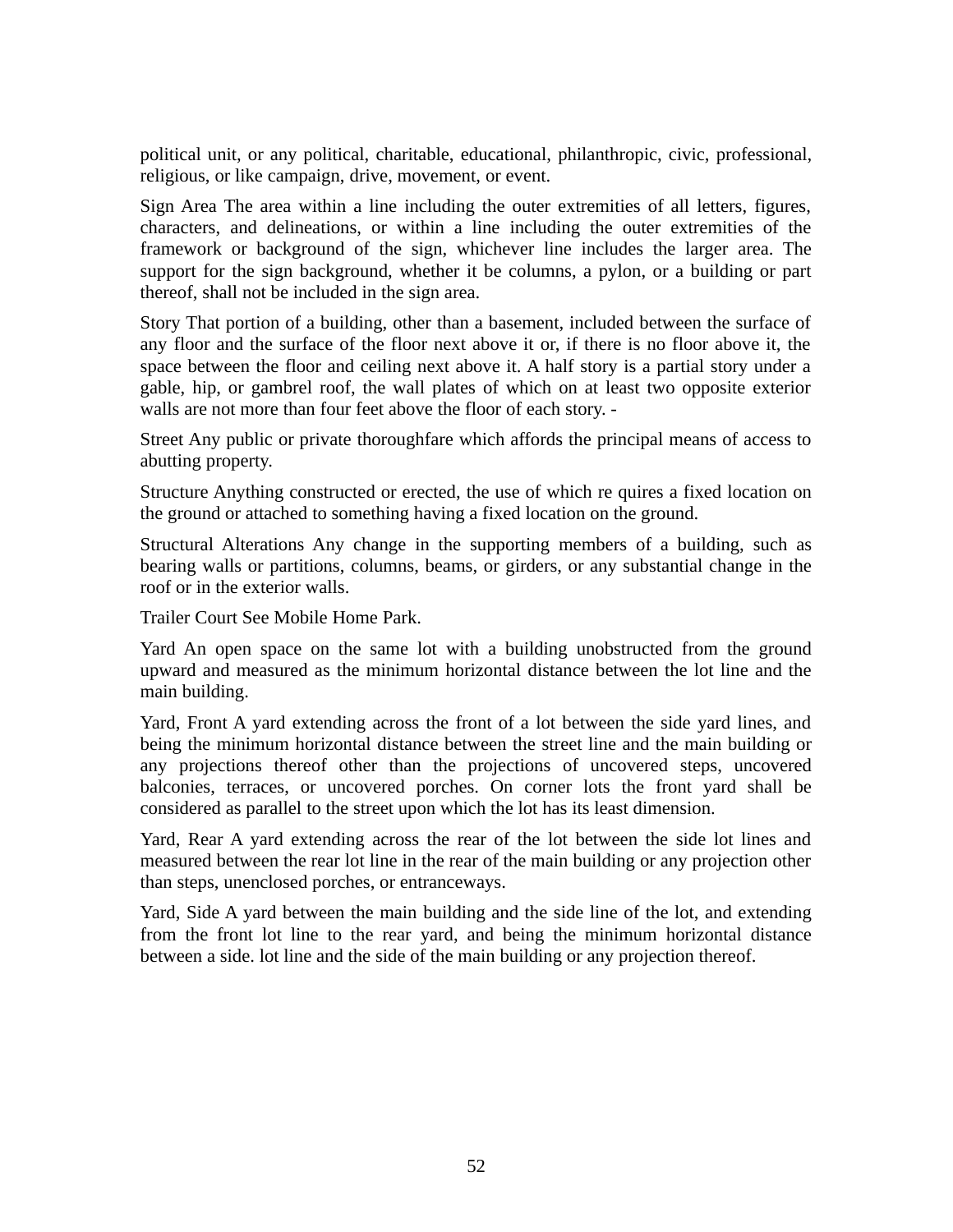political unit, or any political, charitable, educational, philanthropic, civic, professional, religious, or like campaign, drive, movement, or event.

Sign Area The area within a line including the outer extremities of all letters, figures, characters, and delineations, or within a line including the outer extremities of the framework or background of the sign, whichever line includes the larger area. The support for the sign background, whether it be columns, a pylon, or a building or part thereof, shall not be included in the sign area.

Story That portion of a building, other than a basement, included between the surface of any floor and the surface of the floor next above it or, if there is no floor above it, the space between the floor and ceiling next above it. A half story is a partial story under a gable, hip, or gambrel roof, the wall plates of which on at least two opposite exterior walls are not more than four feet above the floor of each story. -

Street Any public or private thoroughfare which affords the principal means of access to abutting property.

Structure Anything constructed or erected, the use of which re quires a fixed location on the ground or attached to something having a fixed location on the ground.

Structural Alterations Any change in the supporting members of a building, such as bearing walls or partitions, columns, beams, or girders, or any substantial change in the roof or in the exterior walls.

Trailer Court See Mobile Home Park.

Yard An open space on the same lot with a building unobstructed from the ground upward and measured as the minimum horizontal distance between the lot line and the main building.

Yard, Front A yard extending across the front of a lot between the side yard lines, and being the minimum horizontal distance between the street line and the main building or any projections thereof other than the projections of uncovered steps, uncovered balconies, terraces, or uncovered porches. On corner lots the front yard shall be considered as parallel to the street upon which the lot has its least dimension.

Yard, Rear A yard extending across the rear of the lot between the side lot lines and measured between the rear lot line in the rear of the main building or any projection other than steps, unenclosed porches, or entranceways.

Yard, Side A yard between the main building and the side line of the lot, and extending from the front lot line to the rear yard, and being the minimum horizontal distance between a side. lot line and the side of the main building or any projection thereof.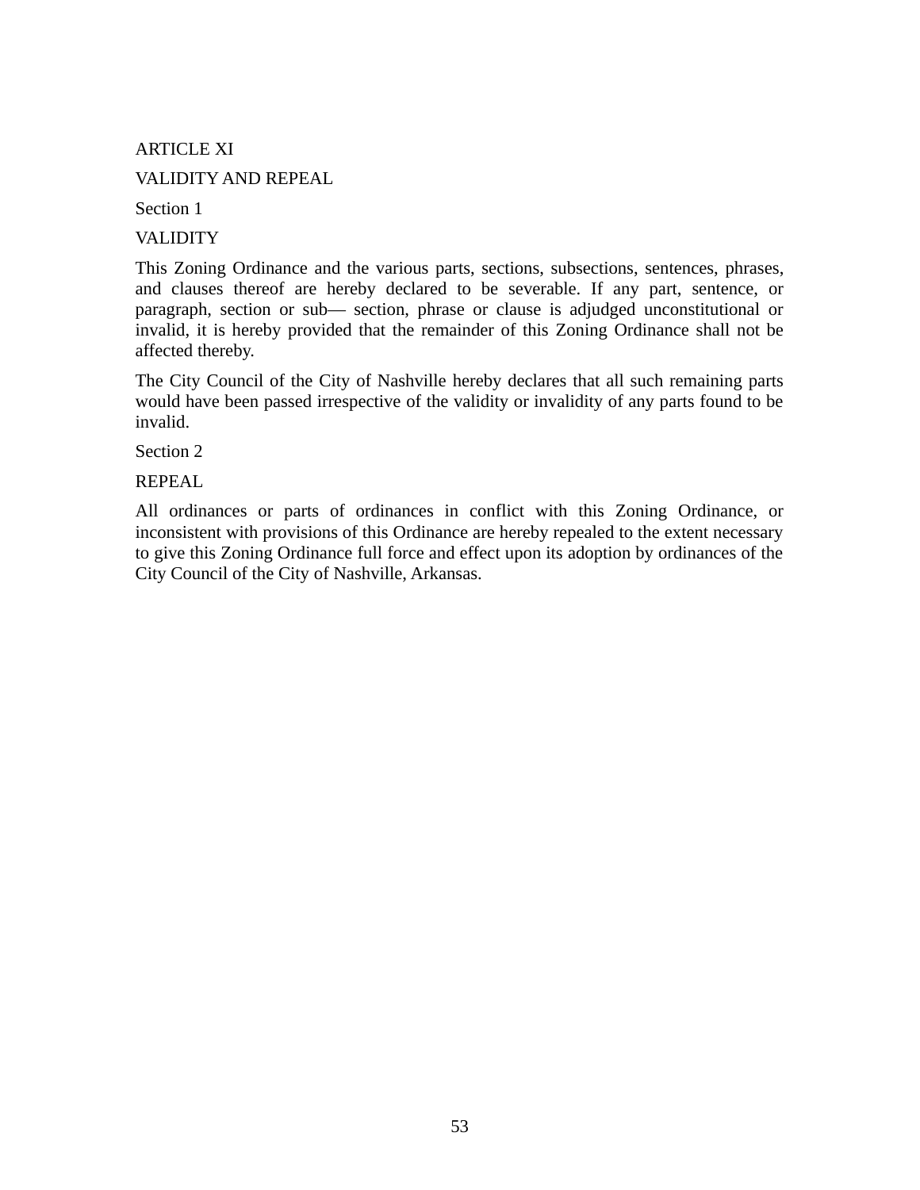# ARTICLE XI

# VALIDITY AND REPEAL

## Section 1

## VALIDITY

This Zoning Ordinance and the various parts, sections, subsections, sentences, phrases, and clauses thereof are hereby declared to be severable. If any part, sentence, or paragraph, section or sub— section, phrase or clause is adjudged unconstitutional or invalid, it is hereby provided that the remainder of this Zoning Ordinance shall not be affected thereby.

The City Council of the City of Nashville hereby declares that all such remaining parts would have been passed irrespective of the validity or invalidity of any parts found to be invalid.

## Section 2

## REPEAL

All ordinances or parts of ordinances in conflict with this Zoning Ordinance, or inconsistent with provisions of this Ordinance are hereby repealed to the extent necessary to give this Zoning Ordinance full force and effect upon its adoption by ordinances of the City Council of the City of Nashville, Arkansas.